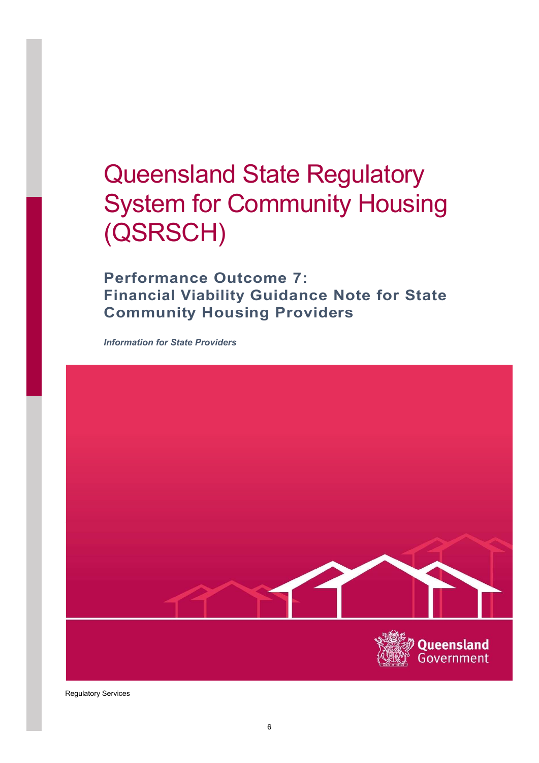# Queensland State Regulatory System for Community Housing (QSRSCH)

## Performance Outcome 7: Financial Viability Guidance Note for State Community Housing Providers

***Information for State Providers***

Regulatory Services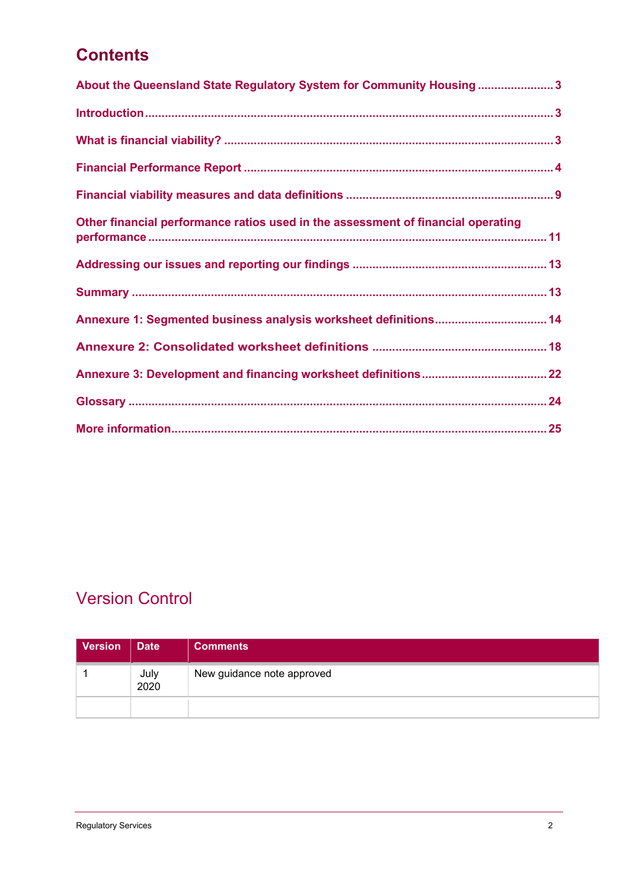# Contents

About the Queensland State Regulatory System for Community Housing ....................... 3

Introduction ....................................................................................................................... 3

What is financial viability? ................................................................................................ 3

Financial Performance Report .......................................................................................... 4

Financial viability measures and data definitions ............................................................ 9

Other financial performance ratios used in the assessment of financial operating performance ...................................................................................................................... 11

Addressing our issues and reporting our findings ........................................................... 13

Summary .......................................................................................................................... 13

Annexure 1: Segmented business analysis worksheet definitions ................................. 14

Annexure 2: Consolidated worksheet definitions ............................................................ 18

Annexure 3: Development and financing worksheet definitions ..................................... 22

Glossary ........................................................................................................................... 24

More information ............................................................................................................. 25

## Version Control

| Version | Date | Comments |
|---|---|---|
| 1 | July 2020 | New guidance note approved |
| | | |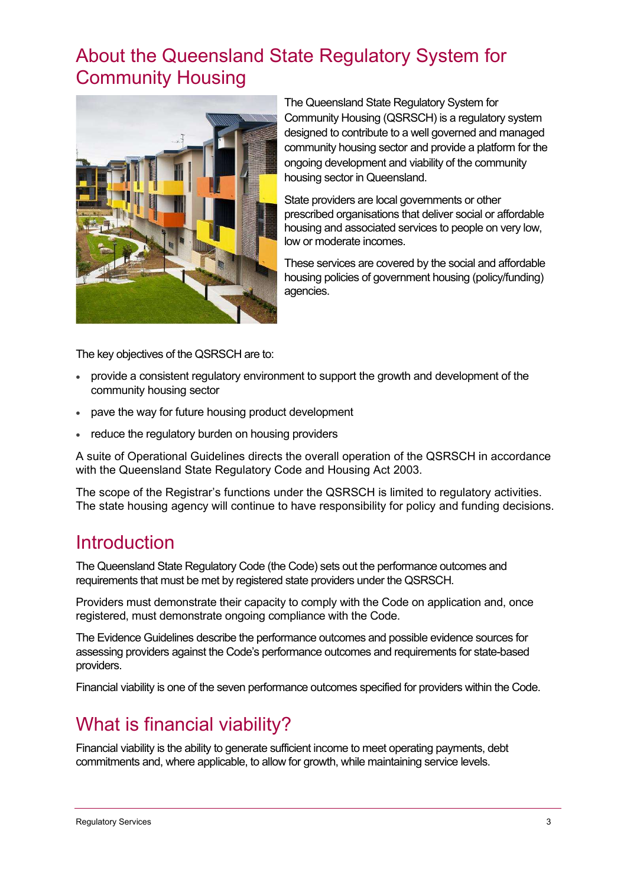## About the Queensland State Regulatory System for Community Housing

The Queensland State Regulatory System for Community Housing (QSRSCH) is a regulatory system designed to contribute to a well governed and managed community housing sector and provide a platform for the ongoing development and viability of the community housing sector in Queensland.

State providers are local governments or other prescribed organisations that deliver social or affordable housing and associated services to people on very low, low or moderate incomes.

These services are covered by the social and affordable housing policies of government housing (policy/funding) agencies.

The key objectives of the QSRSCH are to:

- provide a consistent regulatory environment to support the growth and development of the community housing sector
- pave the way for future housing product development
- reduce the regulatory burden on housing providers

A suite of Operational Guidelines directs the overall operation of the QSRSCH in accordance with the Queensland State Regulatory Code and Housing Act 2003.

The scope of the Registrar's functions under the QSRSCH is limited to regulatory activities. The state housing agency will continue to have responsibility for policy and funding decisions.

## Introduction

The Queensland State Regulatory Code (the Code) sets out the performance outcomes and requirements that must be met by registered state providers under the QSRSCH.

Providers must demonstrate their capacity to comply with the Code on application and, once registered, must demonstrate ongoing compliance with the Code.

The Evidence Guidelines describe the performance outcomes and possible evidence sources for assessing providers against the Code's performance outcomes and requirements for state-based providers.

Financial viability is one of the seven performance outcomes specified for providers within the Code.

## What is financial viability?

Financial viability is the ability to generate sufficient income to meet operating payments, debt commitments and, where applicable, to allow for growth, while maintaining service levels.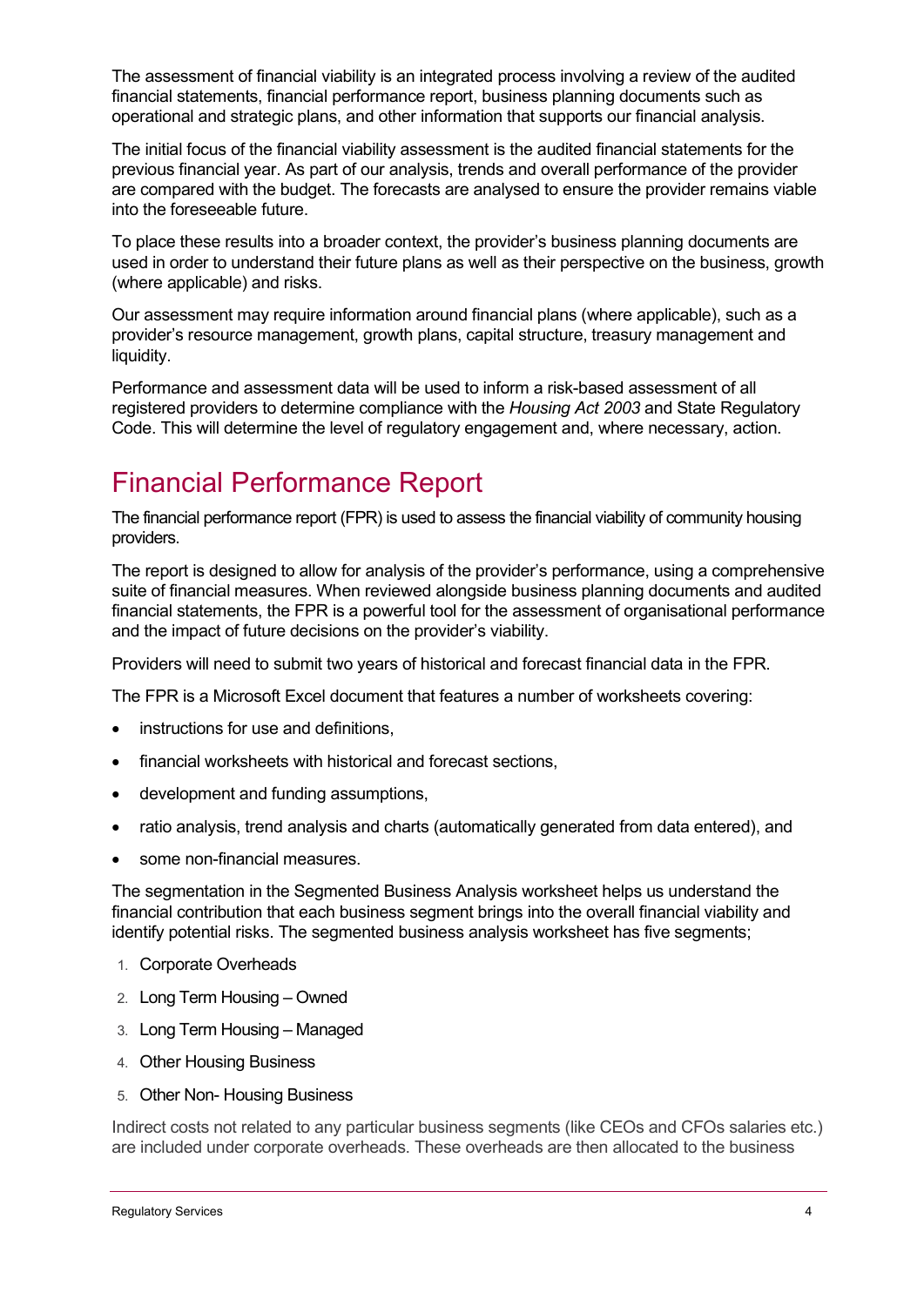The assessment of financial viability is an integrated process involving a review of the audited financial statements, financial performance report, business planning documents such as operational and strategic plans, and other information that supports our financial analysis.

The initial focus of the financial viability assessment is the audited financial statements for the previous financial year. As part of our analysis, trends and overall performance of the provider are compared with the budget. The forecasts are analysed to ensure the provider remains viable into the foreseeable future.

To place these results into a broader context, the provider's business planning documents are used in order to understand their future plans as well as their perspective on the business, growth (where applicable) and risks.

Our assessment may require information around financial plans (where applicable), such as a provider's resource management, growth plans, capital structure, treasury management and liquidity.

Performance and assessment data will be used to inform a risk-based assessment of all registered providers to determine compliance with the *Housing Act 2003* and State Regulatory Code. This will determine the level of regulatory engagement and, where necessary, action.

# Financial Performance Report

The financial performance report (FPR) is used to assess the financial viability of community housing providers.

The report is designed to allow for analysis of the provider's performance, using a comprehensive suite of financial measures. When reviewed alongside business planning documents and audited financial statements, the FPR is a powerful tool for the assessment of organisational performance and the impact of future decisions on the provider's viability.

Providers will need to submit two years of historical and forecast financial data in the FPR.

The FPR is a Microsoft Excel document that features a number of worksheets covering:

- instructions for use and definitions,
- financial worksheets with historical and forecast sections,
- development and funding assumptions,
- ratio analysis, trend analysis and charts (automatically generated from data entered), and
- some non-financial measures.

The segmentation in the Segmented Business Analysis worksheet helps us understand the financial contribution that each business segment brings into the overall financial viability and identify potential risks. The segmented business analysis worksheet has five segments;

1. Corporate Overheads
2. Long Term Housing – Owned
3. Long Term Housing – Managed
4. Other Housing Business
5. Other Non- Housing Business

Indirect costs not related to any particular business segments (like CEOs and CFOs salaries etc.) are included under corporate overheads. These overheads are then allocated to the business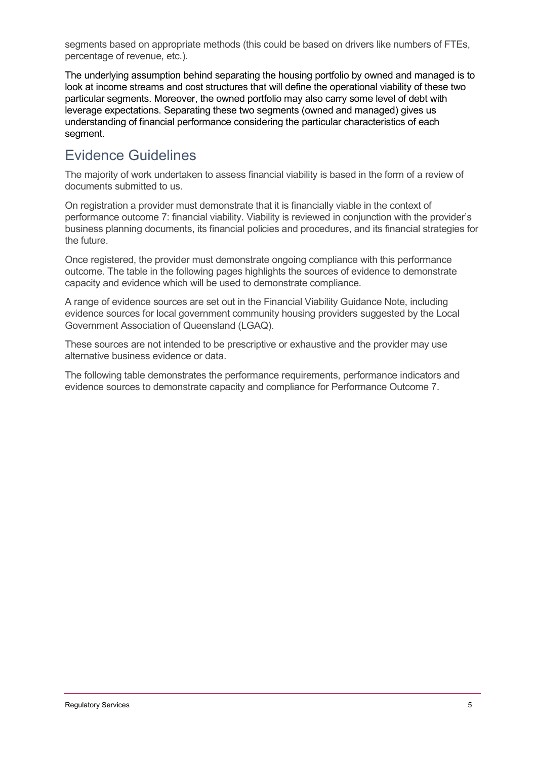segments based on appropriate methods (this could be based on drivers like numbers of FTEs, percentage of revenue, etc.).

The underlying assumption behind separating the housing portfolio by owned and managed is to look at income streams and cost structures that will define the operational viability of these two particular segments. Moreover, the owned portfolio may also carry some level of debt with leverage expectations. Separating these two segments (owned and managed) gives us understanding of financial performance considering the particular characteristics of each segment.

## Evidence Guidelines

The majority of work undertaken to assess financial viability is based in the form of a review of documents submitted to us.

On registration a provider must demonstrate that it is financially viable in the context of performance outcome 7: financial viability. Viability is reviewed in conjunction with the provider's business planning documents, its financial policies and procedures, and its financial strategies for the future.

Once registered, the provider must demonstrate ongoing compliance with this performance outcome. The table in the following pages highlights the sources of evidence to demonstrate capacity and evidence which will be used to demonstrate compliance.

A range of evidence sources are set out in the Financial Viability Guidance Note, including evidence sources for local government community housing providers suggested by the Local Government Association of Queensland (LGAQ).

These sources are not intended to be prescriptive or exhaustive and the provider may use alternative business evidence or data.

The following table demonstrates the performance requirements, performance indicators and evidence sources to demonstrate capacity and compliance for Performance Outcome 7.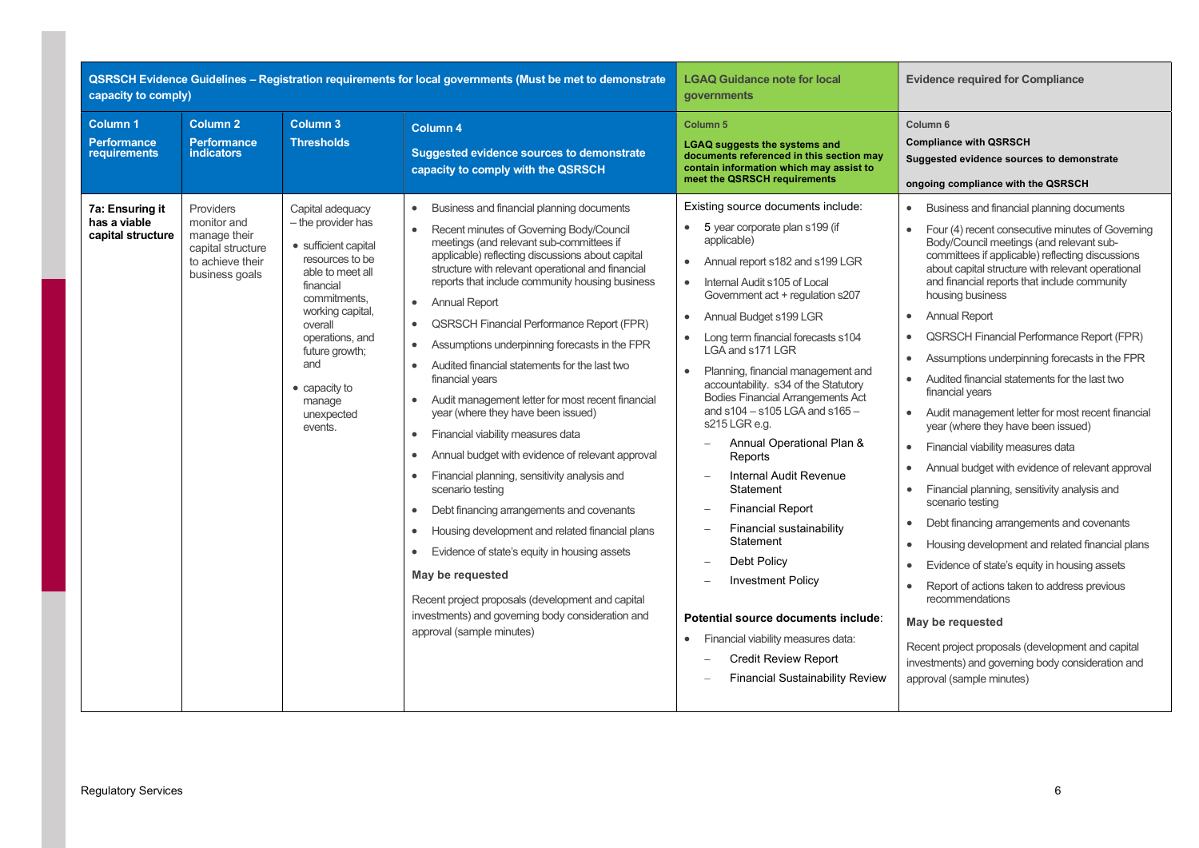| QSRSCH Evidence Guidelines – Registration requirements for local governments (Must be met to demonstrate capacity to comply) | | | | LGAQ Guidance note for local governments | Evidence required for Compliance |
|---|---|---|---|---|---|
| **Column 1**<br>**Performance requirements** | **Column 2**<br>**Performance indicators** | **Column 3**<br>**Thresholds** | **Column 4**<br>**Suggested evidence sources to demonstrate capacity to comply with the QSRSCH** | **Column 5**<br>**LGAQ suggests the systems and documents referenced in this section may contain information which may assist to meet the QSRSCH requirements** | **Column 6**<br>**Compliance with QSRSCH**<br>**Suggested evidence sources to demonstrate ongoing compliance with the QSRSCH** |
| **7a: Ensuring it has a viable capital structure** | Providers monitor and manage their capital structure to achieve their business goals | Capital adequacy – the provider has<br>• sufficient capital resources to be able to meet all financial commitments, working capital, overall operations, and future growth; and<br>• capacity to manage unexpected events. | • Business and financial planning documents<br>• Recent minutes of Governing Body/Council meetings (and relevant sub-committees if applicable) reflecting discussions about capital structure with relevant operational and financial reports that include community housing business<br>• Annual Report<br>• QSRSCH Financial Performance Report (FPR)<br>• Assumptions underpinning forecasts in the FPR<br>• Audited financial statements for the last two financial years<br>• Audit management letter for most recent financial year (where they have been issued)<br>• Financial viability measures data<br>• Annual budget with evidence of relevant approval<br>• Financial planning, sensitivity analysis and scenario testing<br>• Debt financing arrangements and covenants<br>• Housing development and related financial plans<br>• Evidence of state's equity in housing assets<br>**May be requested**<br>Recent project proposals (development and capital investments) and governing body consideration and approval (sample minutes) | Existing source documents include:<br>• 5 year corporate plan s199 (if applicable)<br>• Annual report s182 and s199 LGR<br>• Internal Audit s105 of Local Government act + regulation s207<br>• Annual Budget s199 LGR<br>• Long term financial forecasts s104 LGA and s171 LGR<br>• Planning, financial management and accountability. s34 of the Statutory Bodies Financial Arrangements Act and s104 – s105 LGA and s165 – s215 LGR e.g.<br>– Annual Operational Plan & Reports<br>– Internal Audit Revenue Statement<br>– Financial Report<br>– Financial sustainability Statement<br>– Debt Policy<br>– Investment Policy<br>**Potential source documents include**:<br>• Financial viability measures data:<br>– Credit Review Report<br>– Financial Sustainability Review | • Business and financial planning documents<br>• Four (4) recent consecutive minutes of Governing Body/Council meetings (and relevant sub-committees if applicable) reflecting discussions about capital structure with relevant operational and financial reports that include community housing business<br>• Annual Report<br>• QSRSCH Financial Performance Report (FPR)<br>• Assumptions underpinning forecasts in the FPR<br>• Audited financial statements for the last two financial years<br>• Audit management letter for most recent financial year (where they have been issued)<br>• Financial viability measures data<br>• Annual budget with evidence of relevant approval<br>• Financial planning, sensitivity analysis and scenario testing<br>• Debt financing arrangements and covenants<br>• Housing development and related financial plans<br>• Evidence of state's equity in housing assets<br>• Report of actions taken to address previous recommendations<br>**May be requested**<br>Recent project proposals (development and capital investments) and governing body consideration and approval (sample minutes) |

Regulatory Services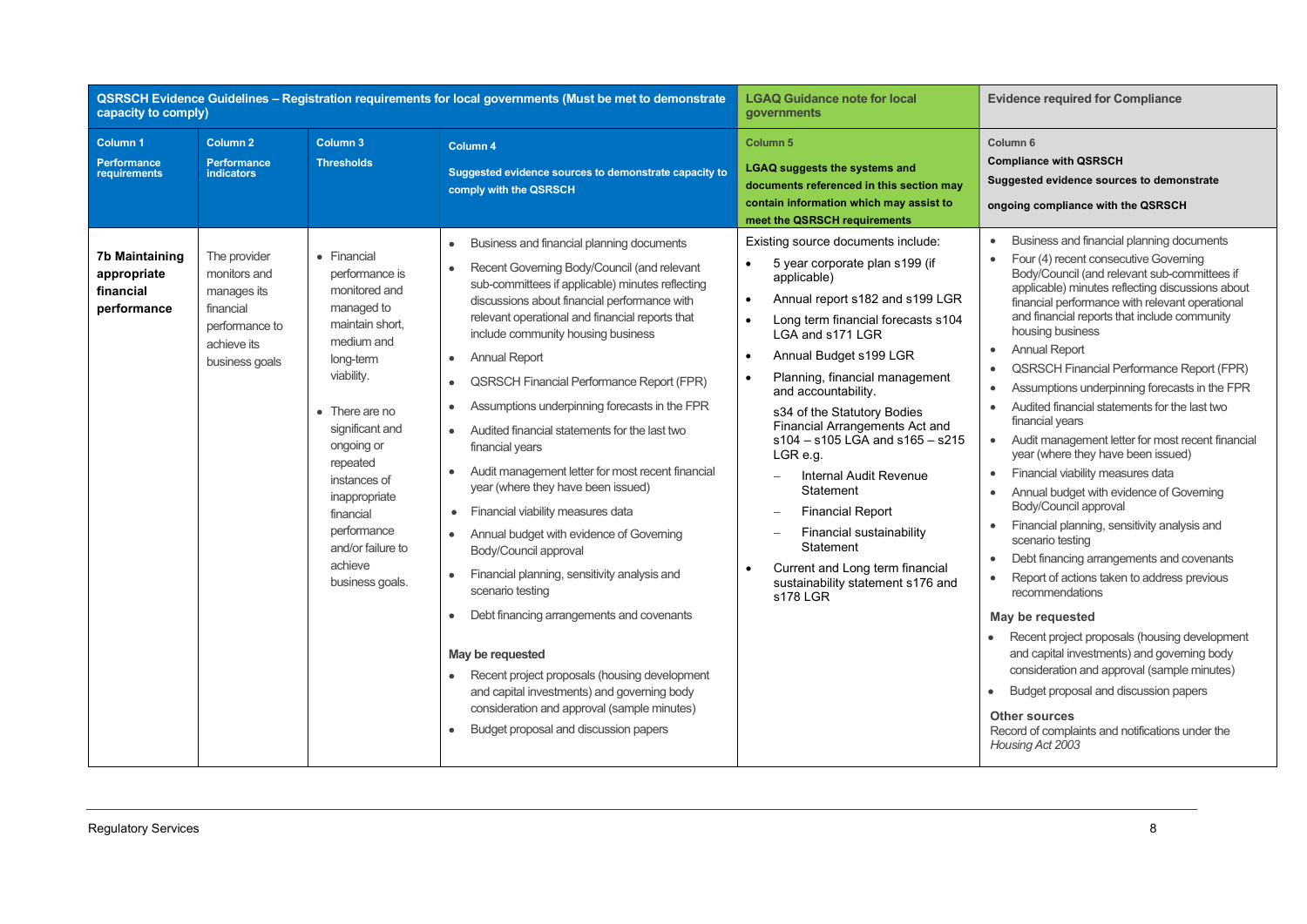| QSRSCH Evidence Guidelines – Registration requirements for local governments (Must be met to demonstrate capacity to comply) | | | | LGAQ Guidance note for local governments | Evidence required for Compliance |
|---|---|---|---|---|---|
| **Column 1**<br>**Performance requirements** | **Column 2**<br>**Performance indicators** | **Column 3**<br>**Thresholds** | **Column 4**<br>**Suggested evidence sources to demonstrate capacity to comply with the QSRSCH** | **Column 5**<br>**LGAQ suggests the systems and documents referenced in this section may contain information which may assist to meet the QSRSCH requirements** | **Column 6**<br>**Compliance with QSRSCH**<br>**Suggested evidence sources to demonstrate ongoing compliance with the QSRSCH** |
| **7b Maintaining appropriate financial performance** | The provider monitors and manages its financial performance to achieve its business goals | • Financial performance is monitored and managed to maintain short, medium and long-term viability.<br><br>• There are no significant and ongoing or repeated instances of inappropriate financial performance and/or failure to achieve business goals. | • Business and financial planning documents<br>• Recent Governing Body/Council (and relevant sub-committees if applicable) minutes reflecting discussions about financial performance with relevant operational and financial reports that include community housing business<br>• Annual Report<br>• QSRSCH Financial Performance Report (FPR)<br>• Assumptions underpinning forecasts in the FPR<br>• Audited financial statements for the last two financial years<br>• Audit management letter for most recent financial year (where they have been issued)<br>• Financial viability measures data<br>• Annual budget with evidence of Governing Body/Council approval<br>• Financial planning, sensitivity analysis and scenario testing<br>• Debt financing arrangements and covenants<br><br>**May be requested**<br>• Recent project proposals (housing development and capital investments) and governing body consideration and approval (sample minutes)<br>• Budget proposal and discussion papers | Existing source documents include:<br>• 5 year corporate plan s199 (if applicable)<br>• Annual report s182 and s199 LGR<br>• Long term financial forecasts s104 LGA and s171 LGR<br>• Annual Budget s199 LGR<br>• Planning, financial management and accountability.<br>s34 of the Statutory Bodies Financial Arrangements Act and s104 – s105 LGA and s165 – s215 LGR e.g.<br>– Internal Audit Revenue Statement<br>– Financial Report<br>– Financial sustainability Statement<br>• Current and Long term financial sustainability statement s176 and s178 LGR | • Business and financial planning documents<br>• Four (4) recent consecutive Governing Body/Council (and relevant sub-committees if applicable) minutes reflecting discussions about financial performance with relevant operational and financial reports that include community housing business<br>• Annual Report<br>• QSRSCH Financial Performance Report (FPR)<br>• Assumptions underpinning forecasts in the FPR<br>• Audited financial statements for the last two financial years<br>• Audit management letter for most recent financial year (where they have been issued)<br>• Financial viability measures data<br>• Annual budget with evidence of Governing Body/Council approval<br>• Financial planning, sensitivity analysis and scenario testing<br>• Debt financing arrangements and covenants<br>• Report of actions taken to address previous recommendations<br><br>**May be requested**<br>• Recent project proposals (housing development and capital investments) and governing body consideration and approval (sample minutes)<br>• Budget proposal and discussion papers<br><br>**Other sources**<br>Record of complaints and notifications under the *Housing Act 2003* |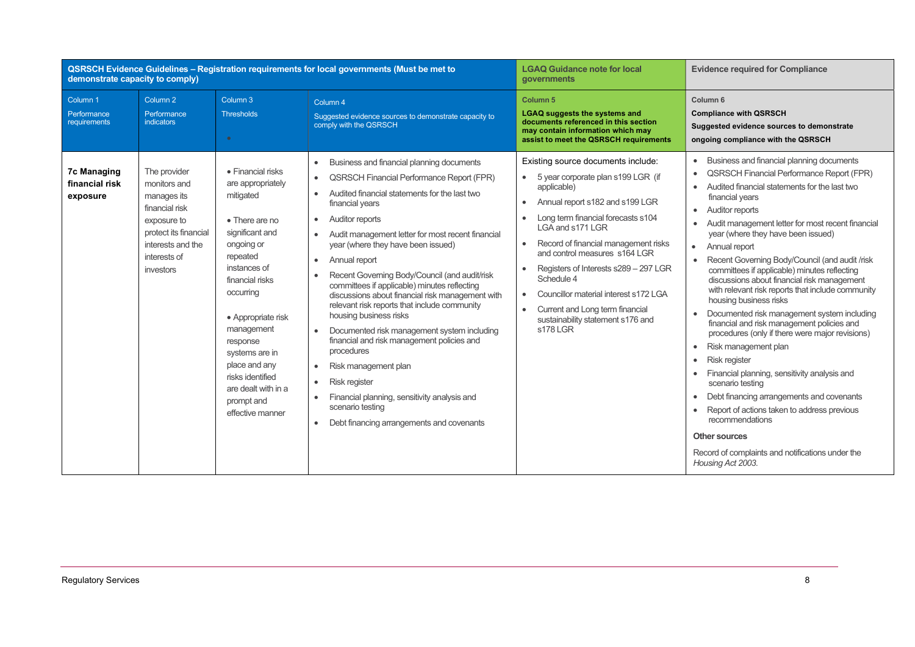| QSRSCH Evidence Guidelines – Registration requirements for local governments (Must be met to demonstrate capacity to comply) | | | | LGAQ Guidance note for local governments | Evidence required for Compliance |
|---|---|---|---|---|---|
| Column 1<br>Performance requirements | Column 2<br>Performance indicators | Column 3<br>Thresholds | Column 4<br>Suggested evidence sources to demonstrate capacity to comply with the QSRSCH | Column 5<br>**LGAQ suggests the systems and documents referenced in this section may contain information which may assist to meet the QSRSCH requirements** | Column 6<br>**Compliance with QSRSCH**<br>**Suggested evidence sources to demonstrate ongoing compliance with the QSRSCH** |
| **7c Managing financial risk exposure** | The provider monitors and manages its financial risk exposure to protect its financial interests and the interests of investors | • Financial risks are appropriately mitigated<br><br>• There are no significant and ongoing or repeated instances of financial risks occurring<br><br>• Appropriate risk management response systems are in place and any risks identified are dealt with in a prompt and effective manner | • Business and financial planning documents<br>• QSRSCH Financial Performance Report (FPR)<br>• Audited financial statements for the last two financial years<br>• Auditor reports<br>• Audit management letter for most recent financial year (where they have been issued)<br>• Annual report<br>• Recent Governing Body/Council (and audit/risk committees if applicable) minutes reflecting discussions about financial risk management with relevant risk reports that include community housing business risks<br>• Documented risk management system including financial and risk management policies and procedures<br>• Risk management plan<br>• Risk register<br>• Financial planning, sensitivity analysis and scenario testing<br>• Debt financing arrangements and covenants | Existing source documents include:<br>• 5 year corporate plan s199 LGR (if applicable)<br>• Annual report s182 and s199 LGR<br>• Long term financial forecasts s104 LGA and s171 LGR<br>• Record of financial management risks and control measures s164 LGR<br>• Registers of Interests s289 – 297 LGR Schedule 4<br>• Councillor material interest s172 LGA<br>• Current and Long term financial sustainability statement s176 and s178 LGR | • Business and financial planning documents<br>• QSRSCH Financial Performance Report (FPR)<br>• Audited financial statements for the last two financial years<br>• Auditor reports<br>• Audit management letter for most recent financial year (where they have been issued)<br>• Annual report<br>• Recent Governing Body/Council (and audit /risk committees if applicable) minutes reflecting discussions about financial risk management with relevant risk reports that include community housing business risks<br>• Documented risk management system including financial and risk management policies and procedures (only if there were major revisions)<br>• Risk management plan<br>• Risk register<br>• Financial planning, sensitivity analysis and scenario testing<br>• Debt financing arrangements and covenants<br>• Report of actions taken to address previous recommendations<br><br>**Other sources**<br><br>Record of complaints and notifications under the *Housing Act 2003.* |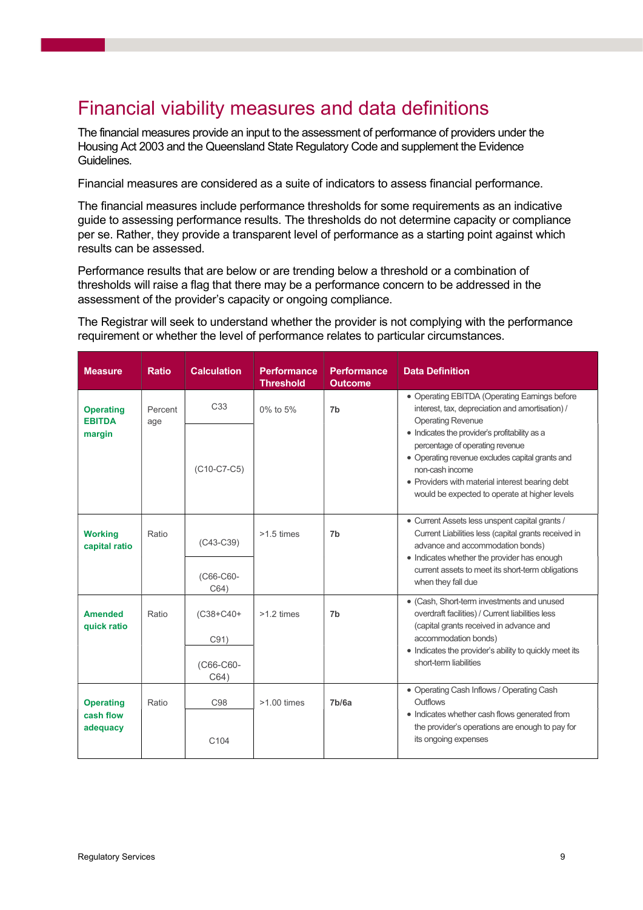# Financial viability measures and data definitions

The financial measures provide an input to the assessment of performance of providers under the Housing Act 2003 and the Queensland State Regulatory Code and supplement the Evidence Guidelines.

Financial measures are considered as a suite of indicators to assess financial performance.

The financial measures include performance thresholds for some requirements as an indicative guide to assessing performance results. The thresholds do not determine capacity or compliance per se. Rather, they provide a transparent level of performance as a starting point against which results can be assessed.

Performance results that are below or are trending below a threshold or a combination of thresholds will raise a flag that there may be a performance concern to be addressed in the assessment of the provider's capacity or ongoing compliance.

The Registrar will seek to understand whether the provider is not complying with the performance requirement or whether the level of performance relates to particular circumstances.

| Measure | Ratio | Calculation | Performance Threshold | Performance Outcome | Data Definition |
|---|---|---|---|---|---|
| **Operating EBITDA margin** | Percentage | C33 / (C10-C7-C5) | 0% to 5% | 7b | • Operating EBITDA (Operating Earnings before interest, tax, depreciation and amortisation) / Operating Revenue<br>• Indicates the provider's profitability as a percentage of operating revenue<br>• Operating revenue excludes capital grants and non-cash income<br>• Providers with material interest bearing debt would be expected to operate at higher levels |
| **Working capital ratio** | Ratio | (C43-C39) / (C66-C60-C64) | >1.5 times | 7b | • Current Assets less unspent capital grants / Current Liabilities less (capital grants received in advance and accommodation bonds)<br>• Indicates whether the provider has enough current assets to meet its short-term obligations when they fall due |
| **Amended quick ratio** | Ratio | (C38+C40+C91) / (C66-C60-C64) | >1.2 times | 7b | • (Cash, Short-term investments and unused overdraft facilities) / Current liabilities less (capital grants received in advance and accommodation bonds)<br>• Indicates the provider's ability to quickly meet its short-term liabilities |
| **Operating cash flow adequacy** | Ratio | C98 / C104 | >1.00 times | 7b/6a | • Operating Cash Inflows / Operating Cash Outflows<br>• Indicates whether cash flows generated from the provider's operations are enough to pay for its ongoing expenses |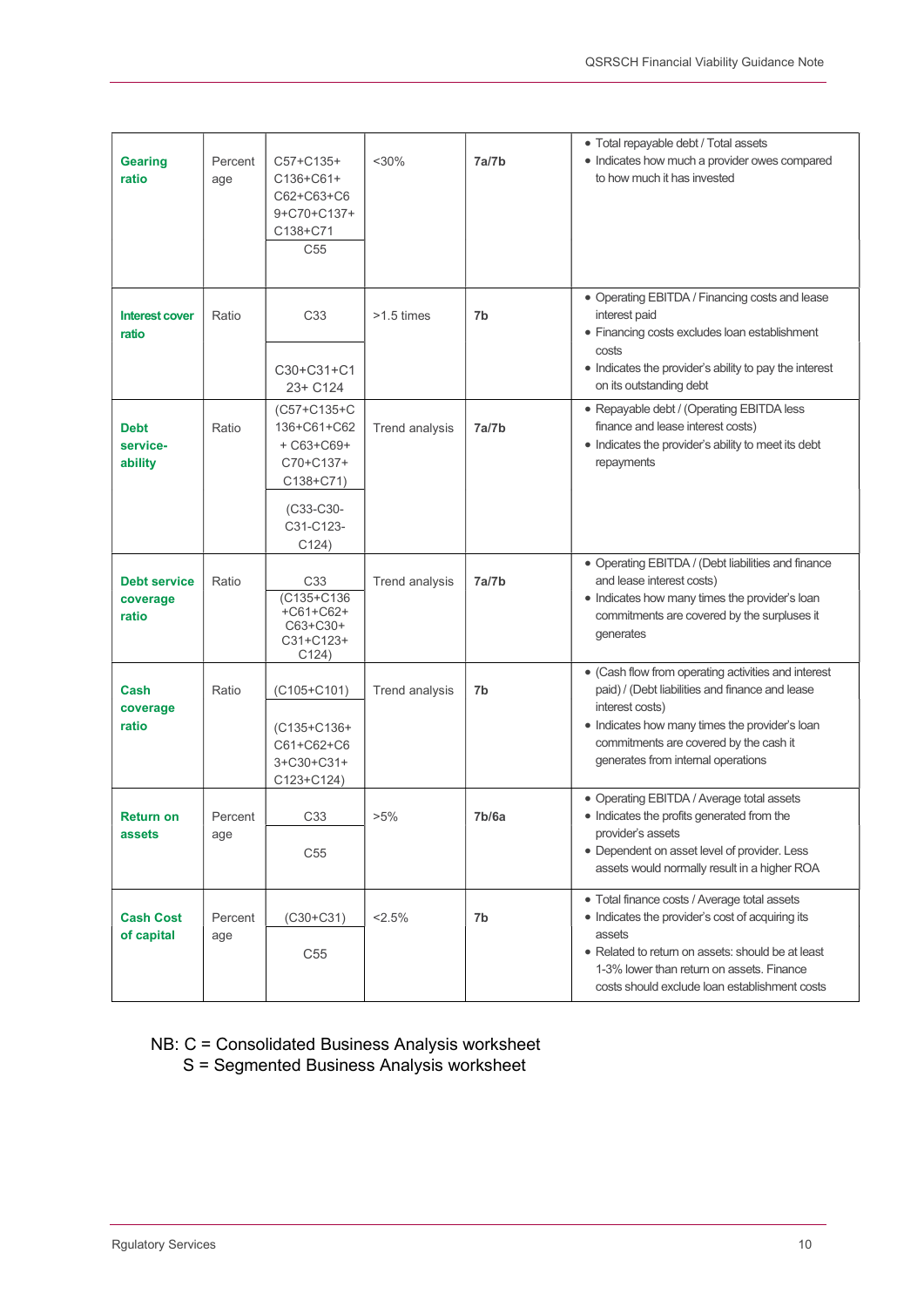| | | | | | |
|---|---|---|---|---|---|
| **Gearing ratio** | Percentage | C57+C135+C136+C61+C62+C63+C69+C70+C137+C138+C71 / C55 | <30% | **7a/7b** | • Total repayable debt / Total assets<br>• Indicates how much a provider owes compared to how much it has invested |
| **Interest cover ratio** | Ratio | C33 / C30+C31+C123+ C124 | >1.5 times | **7b** | • Operating EBITDA / Financing costs and lease interest paid<br>• Financing costs excludes loan establishment costs<br>• Indicates the provider's ability to pay the interest on its outstanding debt |
| **Debt service-ability** | Ratio | (C57+C135+C136+C61+C62 + C63+C69+C70+C137+C138+C71) / (C33-C30-C31-C123-C124) | Trend analysis | **7a/7b** | • Repayable debt / (Operating EBITDA less finance and lease interest costs)<br>• Indicates the provider's ability to meet its debt repayments |
| **Debt service coverage ratio** | Ratio | C33 / (C135+C136+C61+C62+C63+C30+C31+C123+C124) | Trend analysis | **7a/7b** | • Operating EBITDA / (Debt liabilities and finance and lease interest costs)<br>• Indicates how many times the provider's loan commitments are covered by the surpluses it generates |
| **Cash coverage ratio** | Ratio | (C105+C101) / (C135+C136+C61+C62+C63+C30+C31+C123+C124) | Trend analysis | **7b** | • (Cash flow from operating activities and interest paid) / (Debt liabilities and finance and lease interest costs)<br>• Indicates how many times the provider's loan commitments are covered by the cash it generates from internal operations |
| **Return on assets** | Percentage | C33 / C55 | >5% | **7b/6a** | • Operating EBITDA / Average total assets<br>• Indicates the profits generated from the provider's assets<br>• Dependent on asset level of provider. Less assets would normally result in a higher ROA |
| **Cash Cost of capital** | Percentage | (C30+C31) / C55 | <2.5% | **7b** | • Total finance costs / Average total assets<br>• Indicates the provider's cost of acquiring its assets<br>• Related to return on assets: should be at least 1-3% lower than return on assets. Finance costs should exclude loan establishment costs |

NB: C = Consolidated Business Analysis worksheet
S = Segmented Business Analysis worksheet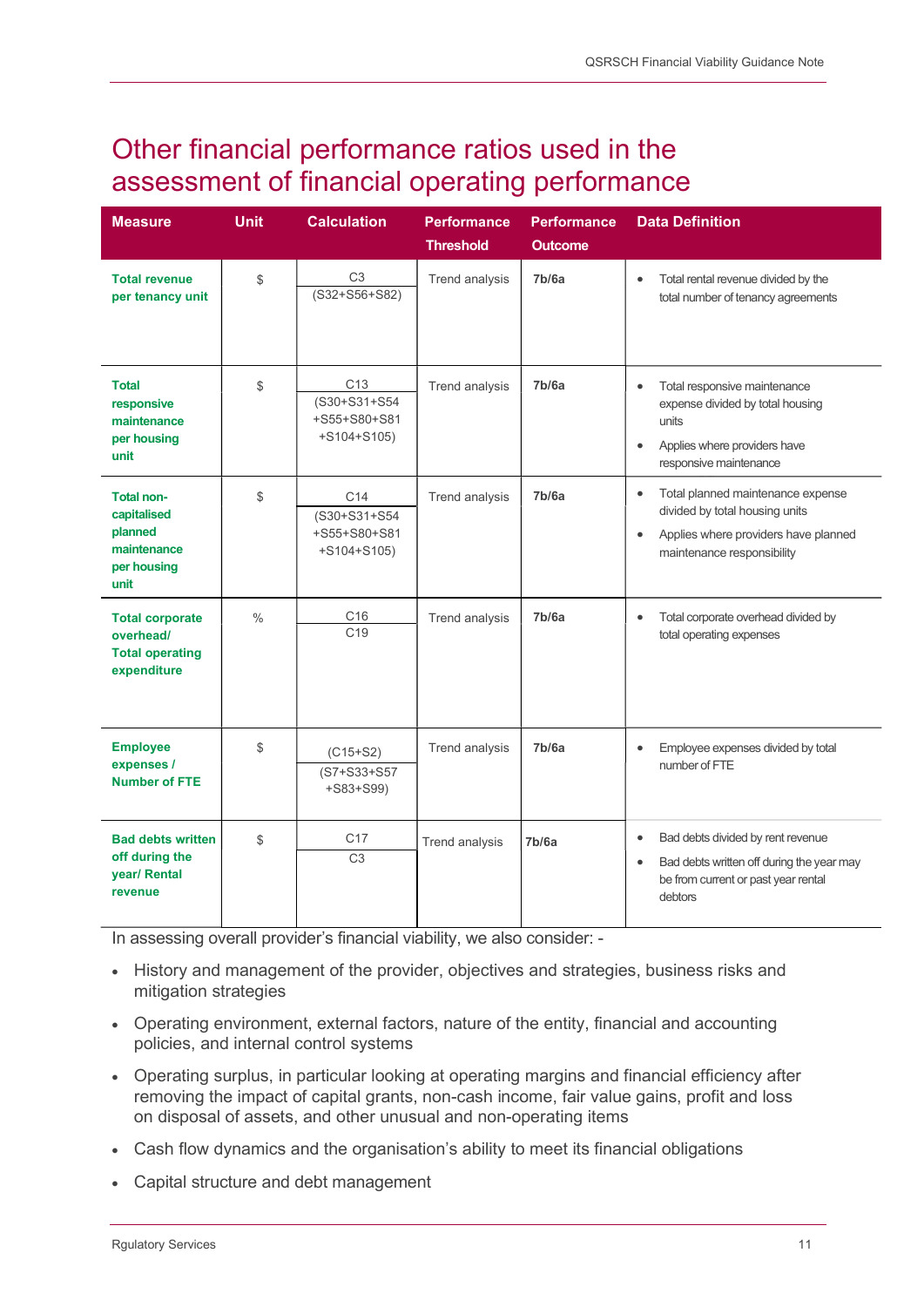# Other financial performance ratios used in the assessment of financial operating performance

| Measure | Unit | Calculation | Performance Threshold | Performance Outcome | Data Definition |
|---|---|---|---|---|---|
| **Total revenue per tenancy unit** | $ | C3 / (S32+S56+S82) | Trend analysis | **7b/6a** | • Total rental revenue divided by the total number of tenancy agreements |
| **Total responsive maintenance per housing unit** | $ | C13 / (S30+S31+S54 +S55+S80+S81 +S104+S105) | Trend analysis | **7b/6a** | • Total responsive maintenance expense divided by total housing units<br>• Applies where providers have responsive maintenance |
| **Total non-capitalised planned maintenance per housing unit** | $ | C14 / (S30+S31+S54 +S55+S80+S81 +S104+S105) | Trend analysis | **7b/6a** | • Total planned maintenance expense divided by total housing units<br>• Applies where providers have planned maintenance responsibility |
| **Total corporate overhead/ Total operating expenditure** | % | C16 / C19 | Trend analysis | **7b/6a** | • Total corporate overhead divided by total operating expenses |
| **Employee expenses / Number of FTE** | $ | (C15+S2) / (S7+S33+S57 +S83+S99) | Trend analysis | **7b/6a** | • Employee expenses divided by total number of FTE |
| **Bad debts written off during the year/ Rental revenue** | $ | C17 / C3 | Trend analysis | **7b/6a** | • Bad debts divided by rent revenue<br>• Bad debts written off during the year may be from current or past year rental debtors |

In assessing overall provider's financial viability, we also consider: -

- History and management of the provider, objectives and strategies, business risks and mitigation strategies
- Operating environment, external factors, nature of the entity, financial and accounting policies, and internal control systems
- Operating surplus, in particular looking at operating margins and financial efficiency after removing the impact of capital grants, non-cash income, fair value gains, profit and loss on disposal of assets, and other unusual and non-operating items
- Cash flow dynamics and the organisation's ability to meet its financial obligations
- Capital structure and debt management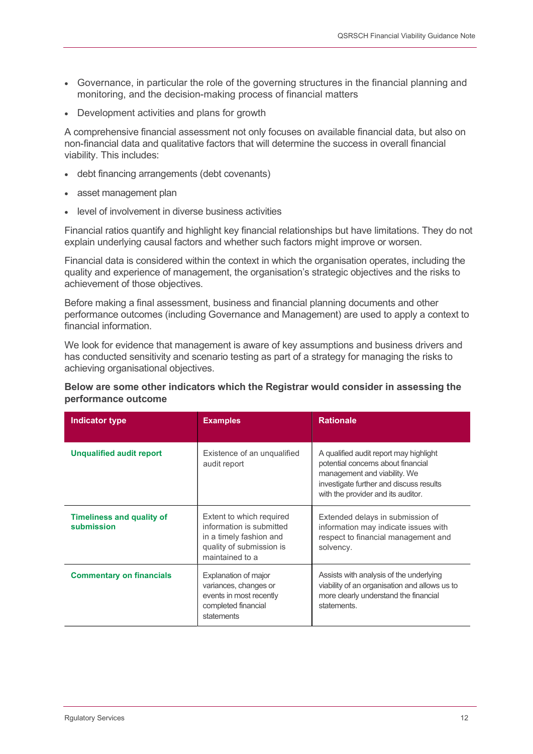- Governance, in particular the role of the governing structures in the financial planning and monitoring, and the decision-making process of financial matters
- Development activities and plans for growth

A comprehensive financial assessment not only focuses on available financial data, but also on non-financial data and qualitative factors that will determine the success in overall financial viability. This includes:

- debt financing arrangements (debt covenants)
- asset management plan
- level of involvement in diverse business activities

Financial ratios quantify and highlight key financial relationships but have limitations. They do not explain underlying causal factors and whether such factors might improve or worsen.

Financial data is considered within the context in which the organisation operates, including the quality and experience of management, the organisation's strategic objectives and the risks to achievement of those objectives.

Before making a final assessment, business and financial planning documents and other performance outcomes (including Governance and Management) are used to apply a context to financial information.

We look for evidence that management is aware of key assumptions and business drivers and has conducted sensitivity and scenario testing as part of a strategy for managing the risks to achieving organisational objectives.

**Below are some other indicators which the Registrar would consider in assessing the performance outcome**

| Indicator type | Examples | Rationale |
|---|---|---|
| **Unqualified audit report** | Existence of an unqualified audit report | A qualified audit report may highlight potential concerns about financial management and viability. We investigate further and discuss results with the provider and its auditor. |
| **Timeliness and quality of submission** | Extent to which required information is submitted in a timely fashion and quality of submission is maintained to a | Extended delays in submission of information may indicate issues with respect to financial management and solvency. |
| **Commentary on financials** | Explanation of major variances, changes or events in most recently completed financial statements | Assists with analysis of the underlying viability of an organisation and allows us to more clearly understand the financial statements. |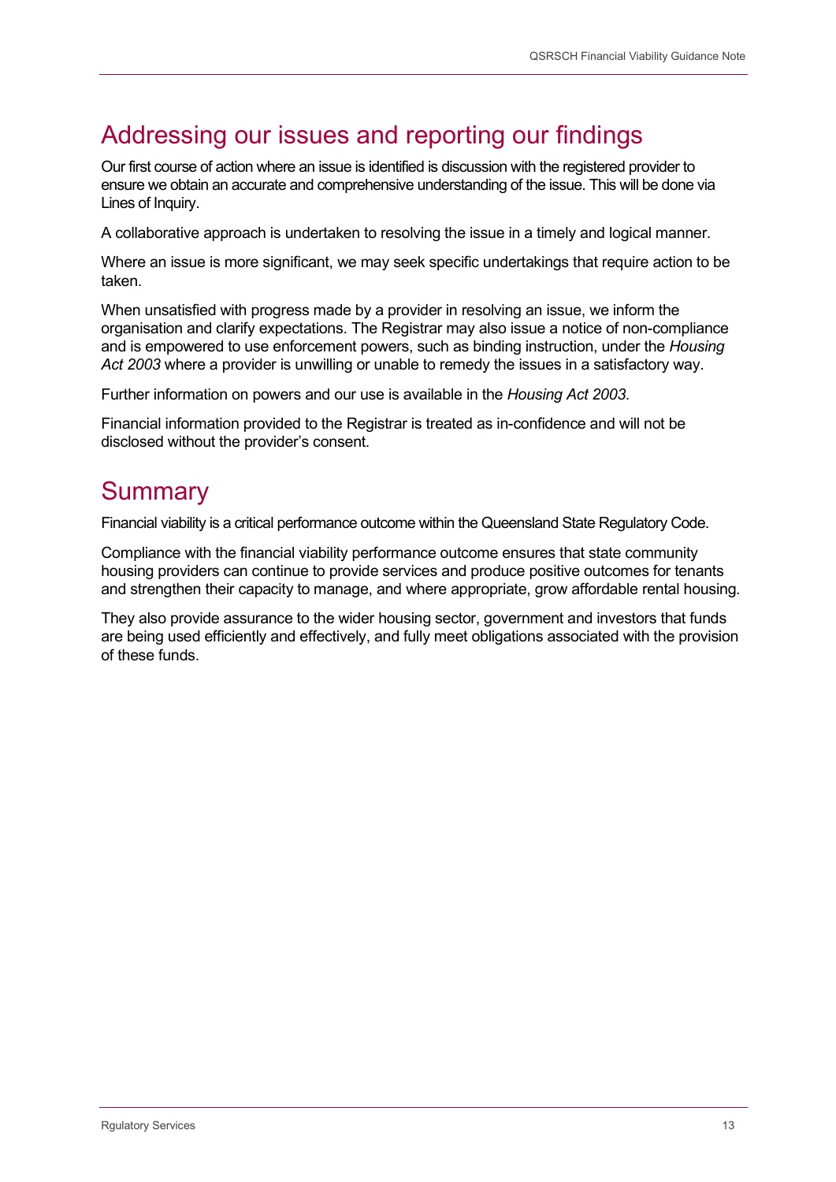## Addressing our issues and reporting our findings

Our first course of action where an issue is identified is discussion with the registered provider to ensure we obtain an accurate and comprehensive understanding of the issue. This will be done via Lines of Inquiry.

A collaborative approach is undertaken to resolving the issue in a timely and logical manner.

Where an issue is more significant, we may seek specific undertakings that require action to be taken.

When unsatisfied with progress made by a provider in resolving an issue, we inform the organisation and clarify expectations. The Registrar may also issue a notice of non-compliance and is empowered to use enforcement powers, such as binding instruction, under the *Housing Act 2003* where a provider is unwilling or unable to remedy the issues in a satisfactory way.

Further information on powers and our use is available in the *Housing Act 2003*.

Financial information provided to the Registrar is treated as in-confidence and will not be disclosed without the provider's consent.

## Summary

Financial viability is a critical performance outcome within the Queensland State Regulatory Code.

Compliance with the financial viability performance outcome ensures that state community housing providers can continue to provide services and produce positive outcomes for tenants and strengthen their capacity to manage, and where appropriate, grow affordable rental housing.

They also provide assurance to the wider housing sector, government and investors that funds are being used efficiently and effectively, and fully meet obligations associated with the provision of these funds.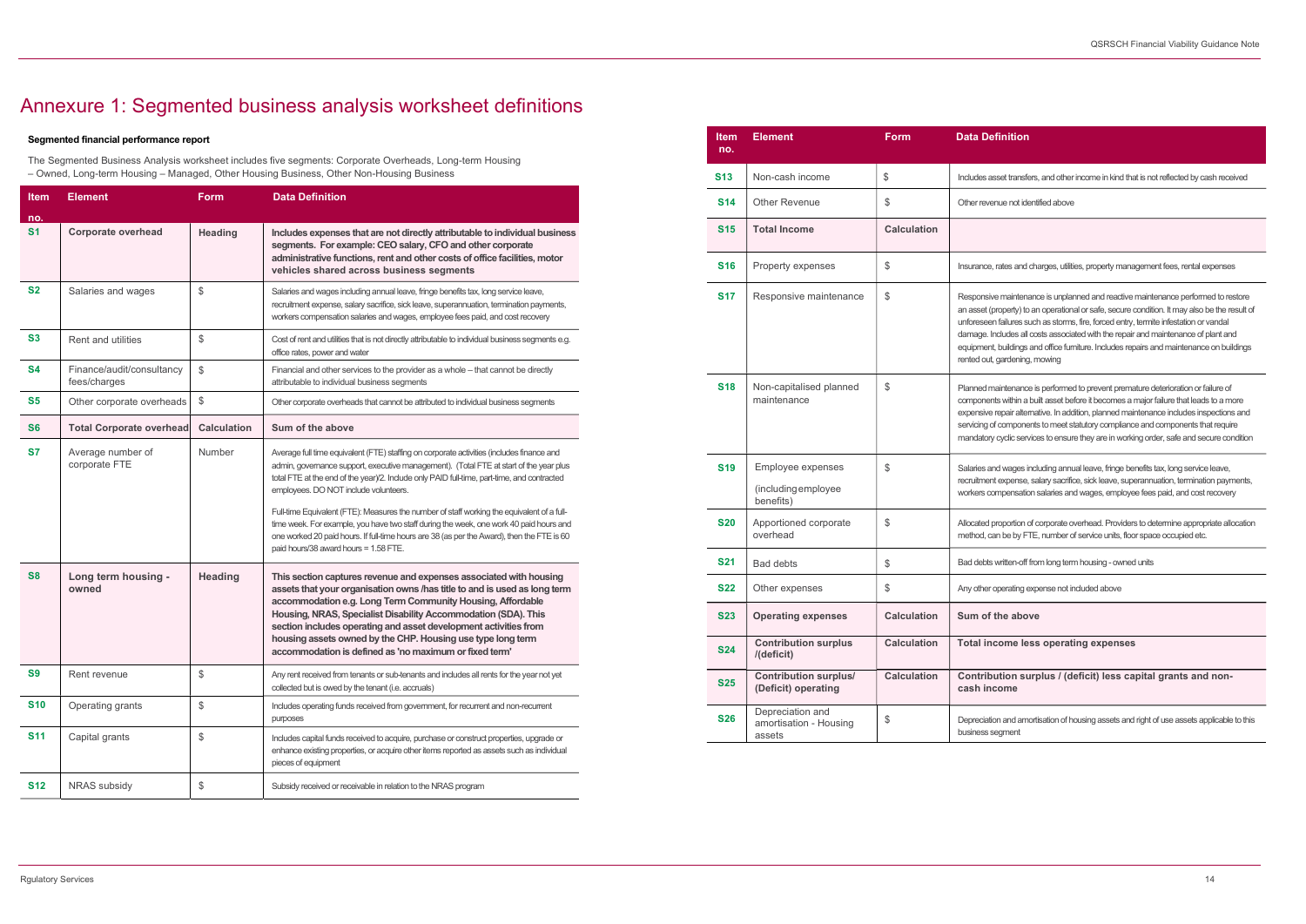# Annexure 1: Segmented business analysis worksheet definitions

**Segmented financial performance report**

The Segmented Business Analysis worksheet includes five segments: Corporate Overheads, Long-term Housing – Owned, Long-term Housing – Managed, Other Housing Business, Other Non-Housing Business

| Item no. | Element | Form | Data Definition |
|---|---|---|---|
| **S1** | **Corporate overhead** | **Heading** | **Includes expenses that are not directly attributable to individual business segments. For example: CEO salary, CFO and other corporate administrative functions, rent and other costs of office facilities, motor vehicles shared across business segments** |
| **S2** | Salaries and wages | $ | Salaries and wages including annual leave, fringe benefits tax, long service leave, recruitment expense, salary sacrifice, sick leave, superannuation, termination payments, workers compensation salaries and wages, employee fees paid, and cost recovery |
| **S3** | Rent and utilities | $ | Cost of rent and utilities that is not directly attributable to individual business segments e.g. office rates, power and water |
| **S4** | Finance/audit/consultancy fees/charges | $ | Financial and other services to the provider as a whole – that cannot be directly attributable to individual business segments |
| **S5** | Other corporate overheads | $ | Other corporate overheads that cannot be attributed to individual business segments |
| **S6** | **Total Corporate overhead** | **Calculation** | **Sum of the above** |
| **S7** | Average number of corporate FTE | Number | Average full time equivalent (FTE) staffing on corporate activities (includes finance and admin, governance support, executive management). (Total FTE at start of the year plus total FTE at the end of the year)/2. Include only PAID full-time, part-time, and contracted employees. DO NOT include volunteers.<br><br>Full-time Equivalent (FTE): Measures the number of staff working the equivalent of a full-time week. For example, you have two staff during the week, one work 40 paid hours and one worked 20 paid hours. If full-time hours are 38 (as per the Award), then the FTE is 60 paid hours/38 award hours = 1.58 FTE. |
| **S8** | **Long term housing - owned** | **Heading** | **This section captures revenue and expenses associated with housing assets that your organisation owns /has title to and is used as long term accommodation e.g. Long Term Community Housing, Affordable Housing, NRAS, Specialist Disability Accommodation (SDA). This section includes operating and asset development activities from housing assets owned by the CHP. Housing use type long term accommodation is defined as 'no maximum or fixed term'** |
| **S9** | Rent revenue | $ | Any rent received from tenants or sub-tenants and includes all rents for the year not yet collected but is owed by the tenant (i.e. accruals) |
| **S10** | Operating grants | $ | Includes operating funds received from government, for recurrent and non-recurrent purposes |
| **S11** | Capital grants | $ | Includes capital funds received to acquire, purchase or construct properties, upgrade or enhance existing properties, or acquire other items reported as assets such as individual pieces of equipment |
| **S12** | NRAS subsidy | $ | Subsidy received or receivable in relation to the NRAS program |
| **S13** | Non-cash income | $ | Includes asset transfers, and other income in kind that is not reflected by cash received |
| **S14** | Other Revenue | $ | Other revenue not identified above |
| **S15** | **Total Income** | **Calculation** | |
| **S16** | Property expenses | $ | Insurance, rates and charges, utilities, property management fees, rental expenses |
| **S17** | Responsive maintenance | $ | Responsive maintenance is unplanned and reactive maintenance performed to restore an asset (property) to an operational or safe, secure condition. It may also be the result of unforeseen failures such as storms, fire, forced entry, termite infestation or vandal damage. Includes all costs associated with the repair and maintenance of plant and equipment, buildings and office furniture. Includes repairs and maintenance on buildings rented out, gardening, mowing |
| **S18** | Non-capitalised planned maintenance | $ | Planned maintenance is performed to prevent premature deterioration or failure of components within a built asset before it becomes a major failure that leads to a more expensive repair alternative. In addition, planned maintenance includes inspections and servicing of components to meet statutory compliance and components that require mandatory cyclic services to ensure they are in working order, safe and secure condition |
| **S19** | Employee expenses (including employee benefits) | $ | Salaries and wages including annual leave, fringe benefits tax, long service leave, recruitment expense, salary sacrifice, sick leave, superannuation, termination payments, workers compensation salaries and wages, employee fees paid, and cost recovery |
| **S20** | Apportioned corporate overhead | $ | Allocated proportion of corporate overhead. Providers to determine appropriate allocation method, can be by FTE, number of service units, floor space occupied etc. |
| **S21** | Bad debts | $ | Bad debts written-off from long term housing - owned units |
| **S22** | Other expenses | $ | Any other operating expense not included above |
| **S23** | **Operating expenses** | **Calculation** | **Sum of the above** |
| **S24** | **Contribution surplus /(deficit)** | **Calculation** | **Total income less operating expenses** |
| **S25** | **Contribution surplus/ (Deficit) operating** | **Calculation** | **Contribution surplus / (deficit) less capital grants and non-cash income** |
| **S26** | Depreciation and amortisation - Housing assets | $ | Depreciation and amortisation of housing assets and right of use assets applicable to this business segment |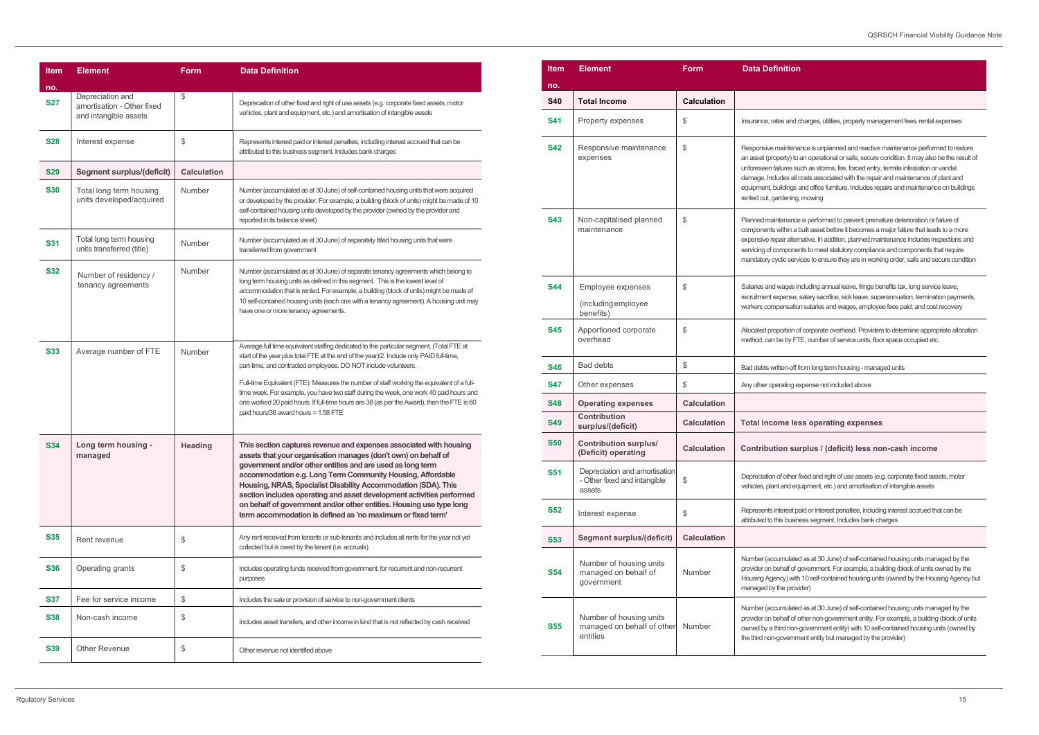| Item no. | Element | Form | Data Definition |
|---|---|---|---|
| S27 | Depreciation and amortisation - Other fixed and intangible assets | $ | Depreciation of other fixed and right of use assets (e.g. corporate fixed assets, motor vehicles, plant and equipment, etc.) and amortisation of intangible assets |
| S28 | Interest expense | $ | Represents interest paid or interest penalties, including interest accrued that can be attributed to this business segment. Includes bank charges |
| S29 | **Segment surplus/(deficit)** | **Calculation** | |
| S30 | Total long term housing units developed/acquired | Number | Number (accumulated as at 30 June) of self-contained housing units that were acquired or developed by the provider. For example, a building (block of units) might be made of 10 self-contained housing units developed by the provider (owned by the provider and reported in its balance sheet) |
| S31 | Total long term housing units transferred (title) | Number | Number (accumulated as at 30 June) of separately titled housing units that were transferred from government |
| S32 | Number of residency / tenancy agreements | Number | Number (accumulated as at 30 June) of separate tenancy agreements which belong to long term housing units as defined in this segment. This is the lowest level of accommodation that is rented. For example, a building (block of units) might be made of 10 self-contained housing units (each one with a tenancy agreement). A housing unit may have one or more tenancy agreements. |
| S33 | Average number of FTE | Number | Average full time equivalent staffing dedicated to this particular segment. (Total FTE at start of the year plus total FTE at the end of the year)/2. Include only PAID full-time, part-time, and contracted employees. DO NOT include volunteers.<br><br>Full-time Equivalent (FTE): Measures the number of staff working the equivalent of a full-time week. For example, you have two staff during the week, one work 40 paid hours and one worked 20 paid hours. If full-time hours are 38 (as per the Award), then the FTE is 60 paid hours/38 award hours = 1.58 FTE |
| S34 | **Long term housing - managed** | **Heading** | **This section captures revenue and expenses associated with housing assets that your organisation manages (don't own) on behalf of government and/or other entities and are used as long term accommodation e.g. Long Term Community Housing, Affordable Housing, NRAS, Specialist Disability Accommodation (SDA). This section includes operating and asset development activities performed on behalf of government and/or other entities. Housing use type long term accommodation is defined as 'no maximum or fixed term'** |
| S35 | Rent revenue | $ | Any rent received from tenants or sub-tenants and includes all rents for the year not yet collected but is owed by the tenant (i.e. accruals) |
| S36 | Operating grants | $ | Includes operating funds received from government, for recurrent and non-recurrent purposes |
| S37 | Fee for service income | $ | Includes the sale or provision of service to non-government clients |
| S38 | Non-cash income | $ | Includes asset transfers, and other income in kind that is not reflected by cash received |
| S39 | Other Revenue | $ | Other revenue not identified above |
| S40 | **Total Income** | **Calculation** | |
| S41 | Property expenses | $ | Insurance, rates and charges, utilities, property management fees, rental expenses |
| S42 | Responsive maintenance expenses | $ | Responsive maintenance is unplanned and reactive maintenance performed to restore an asset (property) to an operational or safe, secure condition. It may also be the result of unforeseen failures such as storms, fire, forced entry, termite infestation or vandal damage. Includes all costs associated with the repair and maintenance of plant and equipment, buildings and office furniture. Includes repairs and maintenance on buildings rented out, gardening, mowing |
| S43 | Non-capitalised planned maintenance | $ | Planned maintenance is performed to prevent premature deterioration or failure of components within a built asset before it becomes a major failure that leads to a more expensive repair alternative. In addition, planned maintenance includes inspections and servicing of components to meet statutory compliance and components that require mandatory cyclic services to ensure they are in working order, safe and secure condition |
| S44 | Employee expenses (including employee benefits) | $ | Salaries and wages including annual leave, fringe benefits tax, long service leave, recruitment expense, salary sacrifice, sick leave, superannuation, termination payments, workers compensation salaries and wages, employee fees paid, and cost recovery |
| S45 | Apportioned corporate overhead | $ | Allocated proportion of corporate overhead. Providers to determine appropriate allocation method, can be by FTE, number of service units, floor space occupied etc. |
| S46 | Bad debts | $ | Bad debts written-off from long term housing - managed units |
| S47 | Other expenses | $ | Any other operating expense not included above |
| S48 | **Operating expenses** | **Calculation** | |
| S49 | **Contribution surplus/(deficit)** | **Calculation** | **Total income less operating expenses** |
| S50 | **Contribution surplus/ (Deficit) operating** | **Calculation** | **Contribution surplus / (deficit) less non-cash income** |
| S51 | Depreciation and amortisation - Other fixed and intangible assets | $ | Depreciation of other fixed and right of use assets (e.g. corporate fixed assets, motor vehicles, plant and equipment, etc.) and amortisation of intangible assets |
| S52 | Interest expense | $ | Represents interest paid or interest penalties, including interest accrued that can be attributed to this business segment. Includes bank charges |
| S53 | **Segment surplus/(deficit)** | **Calculation** | |
| S54 | Number of housing units managed on behalf of government | Number | Number (accumulated as at 30 June) of self-contained housing units managed by the provider on behalf of government. For example, a building (block of units owned by the Housing Agency) with 10 self-contained housing units (owned by the Housing Agency but managed by the provider) |
| S55 | Number of housing units managed on behalf of other entities | Number | Number (accumulated as at 30 June) of self-contained housing units managed by the provider on behalf of other non-government entity. For example, a building (block of units owned by a third non-government entity) with 10 self-contained housing units (owned by the third non-government entity but managed by the provider) |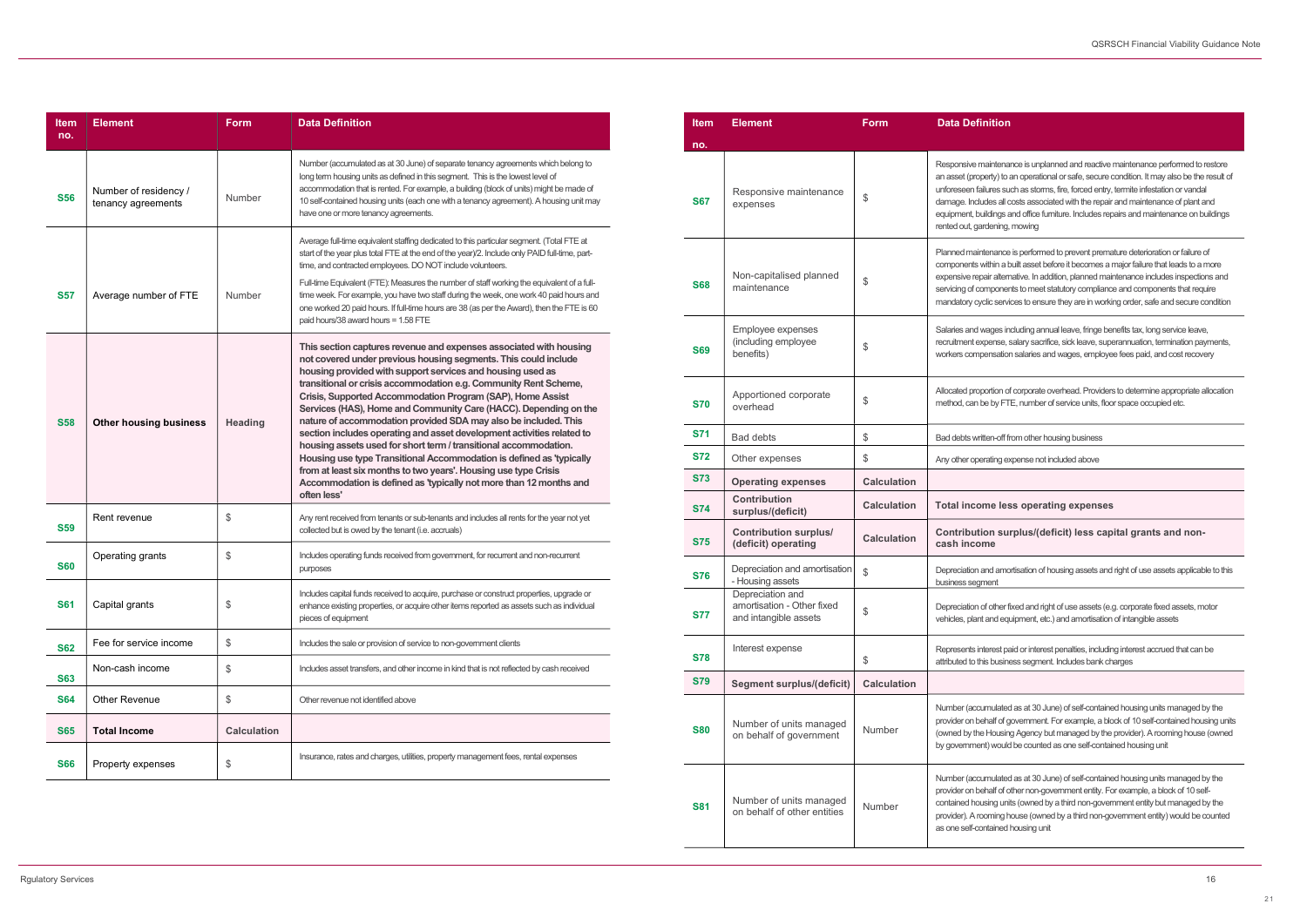| Item no. | Element | Form | Data Definition |
|---|---|---|---|
| S56 | Number of residency / tenancy agreements | Number | Number (accumulated as at 30 June) of separate tenancy agreements which belong to long term housing units as defined in this segment. This is the lowest level of accommodation that is rented. For example, a building (block of units) might be made of 10 self-contained housing units (each one with a tenancy agreement). A housing unit may have one or more tenancy agreements. |
| S57 | Average number of FTE | Number | Average full-time equivalent staffing dedicated to this particular segment. (Total FTE at start of the year plus total FTE at the end of the year)/2. Include only PAID full-time, part-time, and contracted employees. DO NOT include volunteers.<br><br>Full-time Equivalent (FTE): Measures the number of staff working the equivalent of a full-time week. For example, you have two staff during the week, one work 40 paid hours and one worked 20 paid hours. If full-time hours are 38 (as per the Award), then the FTE is 60 paid hours/38 award hours = 1.58 FTE |
| S58 | **Other housing business** | **Heading** | **This section captures revenue and expenses associated with housing not covered under previous housing segments. This could include housing provided with support services and housing used as transitional or crisis accommodation e.g. Community Rent Scheme, Crisis, Supported Accommodation Program (SAP), Home Assist Services (HAS), Home and Community Care (HACC). Depending on the nature of accommodation provided SDA may also be included. This section includes operating and asset development activities related to housing assets used for short term / transitional accommodation. Housing use type Transitional Accommodation is defined as 'typically from at least six months to two years'. Housing use type Crisis Accommodation is defined as 'typically not more than 12 months and often less'** |
| S59 | Rent revenue | $ | Any rent received from tenants or sub-tenants and includes all rents for the year not yet collected but is owed by the tenant (i.e. accruals) |
| S60 | Operating grants | $ | Includes operating funds received from government, for recurrent and non-recurrent purposes |
| S61 | Capital grants | $ | Includes capital funds received to acquire, purchase or construct properties, upgrade or enhance existing properties, or acquire other items reported as assets such as individual pieces of equipment |
| S62 | Fee for service income | $ | Includes the sale or provision of service to non-government clients |
| S63 | Non-cash income | $ | Includes asset transfers, and other income in kind that is not reflected by cash received |
| S64 | Other Revenue | $ | Other revenue not identified above |
| S65 | **Total Income** | **Calculation** | |
| S66 | Property expenses | $ | Insurance, rates and charges, utilities, property management fees, rental expenses |
| S67 | Responsive maintenance expenses | $ | Responsive maintenance is unplanned and reactive maintenance performed to restore an asset (property) to an operational or safe, secure condition. It may also be the result of unforeseen failures such as storms, fire, forced entry, termite infestation or vandal damage. Includes all costs associated with the repair and maintenance of plant and equipment, buildings and office furniture. Includes repairs and maintenance on buildings rented out, gardening, mowing |
| S68 | Non-capitalised planned maintenance | $ | Planned maintenance is performed to prevent premature deterioration or failure of components within a built asset before it becomes a major failure that leads to a more expensive repair alternative. In addition, planned maintenance includes inspections and servicing of components to meet statutory compliance and components that require mandatory cyclic services to ensure they are in working order, safe and secure condition |
| S69 | Employee expenses (including employee benefits) | $ | Salaries and wages including annual leave, fringe benefits tax, long service leave, recruitment expense, salary sacrifice, sick leave, superannuation, termination payments, workers compensation salaries and wages, employee fees paid, and cost recovery |
| S70 | Apportioned corporate overhead | $ | Allocated proportion of corporate overhead. Providers to determine appropriate allocation method, can be by FTE, number of service units, floor space occupied etc. |
| S71 | Bad debts | $ | Bad debts written-off from other housing business |
| S72 | Other expenses | $ | Any other operating expense not included above |
| S73 | **Operating expenses** | **Calculation** | |
| S74 | **Contribution surplus/(deficit)** | **Calculation** | **Total income less operating expenses** |
| S75 | **Contribution surplus/ (deficit) operating** | **Calculation** | **Contribution surplus/(deficit) less capital grants and non-cash income** |
| S76 | Depreciation and amortisation - Housing assets | $ | Depreciation and amortisation of housing assets and right of use assets applicable to this business segment |
| S77 | Depreciation and amortisation - Other fixed and intangible assets | $ | Depreciation of other fixed and right of use assets (e.g. corporate fixed assets, motor vehicles, plant and equipment, etc.) and amortisation of intangible assets |
| S78 | Interest expense | $ | Represents interest paid or interest penalties, including interest accrued that can be attributed to this business segment. Includes bank charges |
| S79 | **Segment surplus/(deficit)** | **Calculation** | |
| S80 | Number of units managed on behalf of government | Number | Number (accumulated as at 30 June) of self-contained housing units managed by the provider on behalf of government. For example, a block of 10 self-contained housing units (owned by the Housing Agency but managed by the provider). A rooming house (owned by government) would be counted as one self-contained housing unit |
| S81 | Number of units managed on behalf of other entities | Number | Number (accumulated as at 30 June) of self-contained housing units managed by the provider on behalf of other non-government entity. For example, a block of 10 self-contained housing units (owned by a third non-government entity but managed by the provider). A rooming house (owned by a third non-government entity) would be counted as one self-contained housing unit |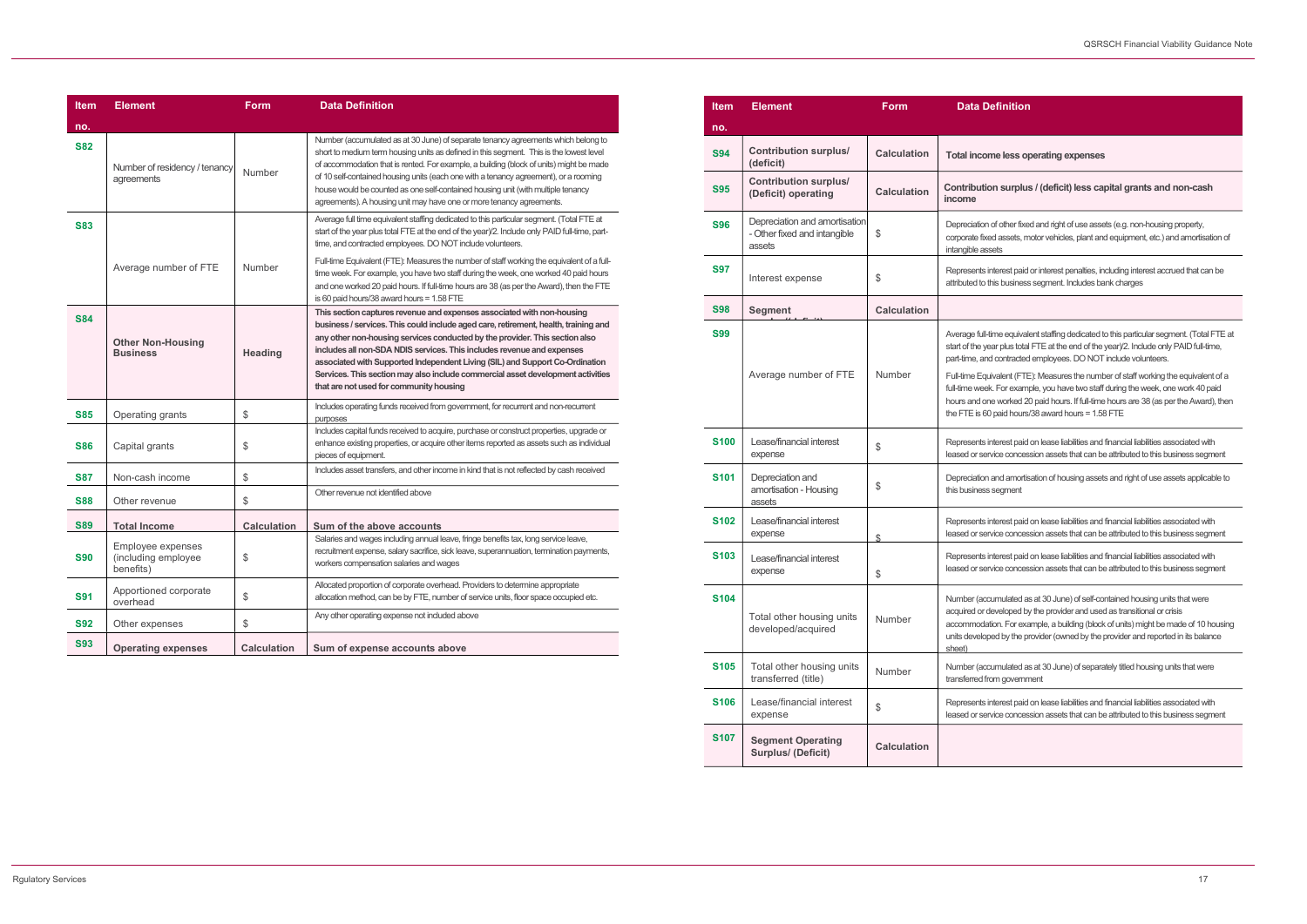| Item no. | Element | Form | Data Definition |
|---|---|---|---|
| S82 | Number of residency / tenancy agreements | Number | Number (accumulated as at 30 June) of separate tenancy agreements which belong to short to medium term housing units as defined in this segment. This is the lowest level of accommodation that is rented. For example, a building (block of units) might be made of 10 self-contained housing units (each one with a tenancy agreement), or a rooming house would be counted as one self-contained housing unit (with multiple tenancy agreements). A housing unit may have one or more tenancy agreements. |
| S83 | Average number of FTE | Number | Average full time equivalent staffing dedicated to this particular segment. (Total FTE at start of the year plus total FTE at the end of the year)/2. Include only PAID full-time, part-time, and contracted employees. DO NOT include volunteers. Full-time Equivalent (FTE): Measures the number of staff working the equivalent of a full-time week. For example, you have two staff during the week, one worked 40 paid hours and one worked 20 paid hours. If full-time hours are 38 (as per the Award), then the FTE is 60 paid hours/38 award hours = 1.58 FTE |
| S84 | **Other Non-Housing Business** | **Heading** | **This section captures revenue and expenses associated with non-housing business / services. This could include aged care, retirement, health, training and any other non-housing services conducted by the provider. This section also includes all non-SDA NDIS services. This includes revenue and expenses associated with Supported Independent Living (SIL) and Support Co-Ordination Services. This section may also include commercial asset development activities that are not used for community housing** |
| S85 | Operating grants | $ | Includes operating funds received from government, for recurrent and non-recurrent purposes |
| S86 | Capital grants | $ | Includes capital funds received to acquire, purchase or construct properties, upgrade or enhance existing properties, or acquire other items reported as assets such as individual pieces of equipment. |
| S87 | Non-cash income | $ | Includes asset transfers, and other income in kind that is not reflected by cash received |
| S88 | Other revenue | $ | Other revenue not identified above |
| S89 | **Total Income** | **Calculation** | **Sum of the above accounts** |
| S90 | Employee expenses (including employee benefits) | $ | Salaries and wages including annual leave, fringe benefits tax, long service leave, recruitment expense, salary sacrifice, sick leave, superannuation, termination payments, workers compensation salaries and wages |
| S91 | Apportioned corporate overhead | $ | Allocated proportion of corporate overhead. Providers to determine appropriate allocation method, can be by FTE, number of service units, floor space occupied etc. |
| S92 | Other expenses | $ | Any other operating expense not included above |
| S93 | **Operating expenses** | **Calculation** | **Sum of expense accounts above** |
| S94 | **Contribution surplus/ (deficit)** | **Calculation** | **Total income less operating expenses** |
| S95 | **Contribution surplus/ (Deficit) operating** | **Calculation** | **Contribution surplus / (deficit) less capital grants and non-cash income** |
| S96 | Depreciation and amortisation - Other fixed and intangible assets | $ | Depreciation of other fixed and right of use assets (e.g. non-housing property, corporate fixed assets, motor vehicles, plant and equipment, etc.) and amortisation of intangible assets |
| S97 | Interest expense | $ | Represents interest paid or interest penalties, including interest accrued that can be attributed to this business segment. Includes bank charges |
| S98 | **Segment** | **Calculation** | |
| S99 | Average number of FTE | Number | Average full-time equivalent staffing dedicated to this particular segment. (Total FTE at start of the year plus total FTE at the end of the year)/2. Include only PAID full-time, part-time, and contracted employees. DO NOT include volunteers. Full-time Equivalent (FTE): Measures the number of staff working the equivalent of a full-time week. For example, you have two staff during the week, one work 40 paid hours and one worked 20 paid hours. If full-time hours are 38 (as per the Award), then the FTE is 60 paid hours/38 award hours = 1.58 FTE |
| S100 | Lease/financial interest expense | $ | Represents interest paid on lease liabilities and financial liabilities associated with leased or service concession assets that can be attributed to this business segment |
| S101 | Depreciation and amortisation - Housing assets | $ | Depreciation and amortisation of housing assets and right of use assets applicable to this business segment |
| S102 | Lease/financial interest expense | $ | Represents interest paid on lease liabilities and financial liabilities associated with leased or service concession assets that can be attributed to this business segment |
| S103 | Lease/financial interest expense | $ | Represents interest paid on lease liabilities and financial liabilities associated with leased or service concession assets that can be attributed to this business segment |
| S104 | Total other housing units developed/acquired | Number | Number (accumulated as at 30 June) of self-contained housing units that were acquired or developed by the provider and used as transitional or crisis accommodation. For example, a building (block of units) might be made of 10 housing units developed by the provider (owned by the provider and reported in its balance sheet) |
| S105 | Total other housing units transferred (title) | Number | Number (accumulated as at 30 June) of separately titled housing units that were transferred from government |
| S106 | Lease/financial interest expense | $ | Represents interest paid on lease liabilities and financial liabilities associated with leased or service concession assets that can be attributed to this business segment |
| S107 | **Segment Operating Surplus/ (Deficit)** | **Calculation** | |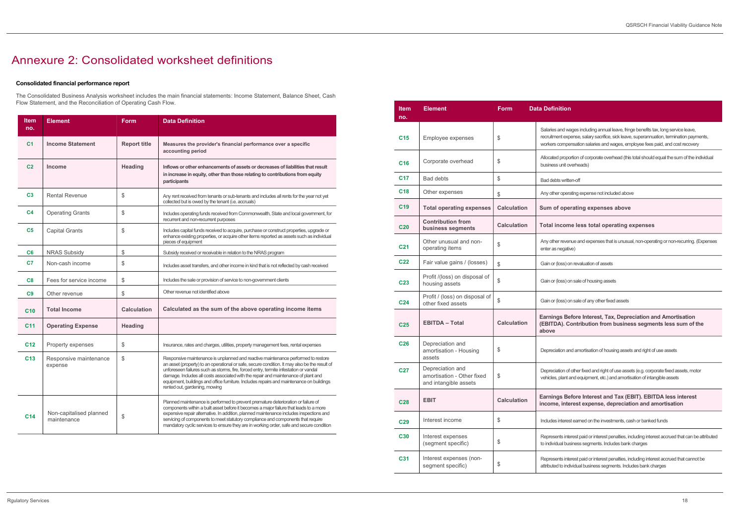# Annexure 2: Consolidated worksheet definitions

**Consolidated financial performance report**

The Consolidated Business Analysis worksheet includes the main financial statements: Income Statement, Balance Sheet, Cash Flow Statement, and the Reconciliation of Operating Cash Flow.

| Item no. | Element | Form | Data Definition |
|---|---|---|---|
| C1 | **Income Statement** | **Report title** | **Measures the provider's financial performance over a specific accounting period** |
| C2 | **Income** | **Heading** | **Inflows or other enhancements of assets or decreases of liabilities that result in increase in equity, other than those relating to contributions from equity participants** |
| C3 | Rental Revenue | $ | Any rent received from tenants or sub-tenants and includes all rents for the year not yet collected but is owed by the tenant (i.e. accruals) |
| C4 | Operating Grants | $ | Includes operating funds received from Commonwealth, State and local government, for recurrent and non-recurrent purposes |
| C5 | Capital Grants | $ | Includes capital funds received to acquire, purchase or construct properties, upgrade or enhance existing properties, or acquire other items reported as assets such as individual pieces of equipment |
| C6 | NRAS Subsidy | $ | Subsidy received or receivable in relation to the NRAS program |
| C7 | Non-cash income | $ | Includes asset transfers, and other income in kind that is not reflected by cash received |
| C8 | Fees for service income | $ | Includes the sale or provision of service to non-government clients |
| C9 | Other revenue | $ | Other revenue not identified above |
| C10 | **Total Income** | **Calculation** | **Calculated as the sum of the above operating income items** |
| C11 | **Operating Expense** | **Heading** | |
| C12 | Property expenses | $ | Insurance, rates and charges, utilities, property management fees, rental expenses |
| C13 | Responsive maintenance expense | $ | Responsive maintenance is unplanned and reactive maintenance performed to restore an asset (property) to an operational or safe, secure condition. It may also be the result of unforeseen failures such as storms, fire, forced entry, termite infestation or vandal damage. Includes all costs associated with the repair and maintenance of plant and equipment, buildings and office furniture. Includes repairs and maintenance on buildings rented out, gardening, mowing |
| C14 | Non-capitalised planned maintenance | $ | Planned maintenance is performed to prevent premature deterioration or failure of components within a built asset before it becomes a major failure that leads to a more expensive repair alternative. In addition, planned maintenance includes inspections and servicing of components to meet statutory compliance and components that require mandatory cyclic services to ensure they are in working order, safe and secure condition |
| C15 | Employee expenses | $ | Salaries and wages including annual leave, fringe benefits tax, long service leave, recruitment expense, salary sacrifice, sick leave, superannuation, termination payments, workers compensation salaries and wages, employee fees paid, and cost recovery |
| C16 | Corporate overhead | $ | Allocated proportion of corporate overhead (this total should equal the sum of the individual business unit overheads) |
| C17 | Bad debts | $ | Bad debts written-off |
| C18 | Other expenses | $ | Any other operating expense not included above |
| C19 | **Total operating expenses** | **Calculation** | **Sum of operating expenses above** |
| C20 | **Contribution from business segments** | **Calculation** | **Total income less total operating expenses** |
| C21 | Other unusual and non-operating items | $ | Any other revenue and expenses that is unusual, non-operating or non-recurring. (Expenses enter as negative) |
| C22 | Fair value gains / (losses) | $ | Gain or (loss) on revaluation of assets |
| C23 | Profit /(loss) on disposal of housing assets | $ | Gain or (loss) on sale of housing assets |
| C24 | Profit / (loss) on disposal of other fixed assets | $ | Gain or (loss) on sale of any other fixed assets |
| C25 | **EBITDA – Total** | **Calculation** | **Earnings Before Interest, Tax, Depreciation and Amortisation (EBITDA). Contribution from business segments less sum of the above** |
| C26 | Depreciation and amortisation - Housing assets | $ | Depreciation and amortisation of housing assets and right of use assets |
| C27 | Depreciation and amortisation - Other fixed and intangible assets | $ | Depreciation of other fixed and right of use assets (e.g. corporate fixed assets, motor vehicles, plant and equipment, etc.) and amortisation of intangible assets |
| C28 | **EBIT** | **Calculation** | **Earnings Before Interest and Tax (EBIT). EBITDA less interest income, interest expense, depreciation and amortisation** |
| C29 | Interest income | $ | Includes interest earned on the investments, cash or banked funds |
| C30 | Interest expenses (segment specific) | $ | Represents interest paid or interest penalties, including interest accrued that can be attributed to individual business segments. Includes bank charges |
| C31 | Interest expenses (non-segment specific) | $ | Represents interest paid or interest penalties, including interest accrued that cannot be attributed to individual business segments. Includes bank charges |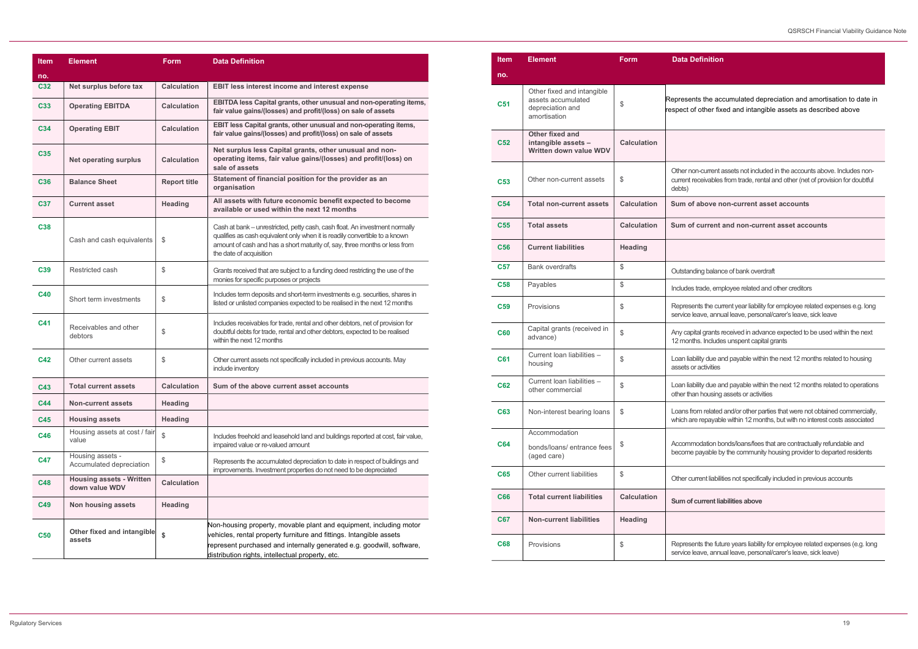| Item no. | Element | Form | Data Definition |
|---|---|---|---|
| C32 | **Net surplus before tax** | Calculation | **EBIT less interest income and interest expense** |
| C33 | **Operating EBITDA** | Calculation | **EBITDA less Capital grants, other unusual and non-operating items, fair value gains/(losses) and profit/(loss) on sale of assets** |
| C34 | **Operating EBIT** | Calculation | **EBIT less Capital grants, other unusual and non-operating items, fair value gains/(losses) and profit/(loss) on sale of assets** |
| C35 | **Net operating surplus** | Calculation | **Net surplus less Capital grants, other unusual and non-operating items, fair value gains/(losses) and profit/(loss) on sale of assets** |
| C36 | **Balance Sheet** | Report title | **Statement of financial position for the provider as an organisation** |
| C37 | **Current asset** | Heading | **All assets with future economic benefit expected to become available or used within the next 12 months** |
| C38 | Cash and cash equivalents | $ | Cash at bank – unrestricted, petty cash, cash float. An investment normally qualifies as cash equivalent only when it is readily convertible to a known amount of cash and has a short maturity of, say, three months or less from the date of acquisition |
| C39 | Restricted cash | $ | Grants received that are subject to a funding deed restricting the use of the monies for specific purposes or projects |
| C40 | Short term investments | $ | Includes term deposits and short-term investments e.g. securities, shares in listed or unlisted companies expected to be realised in the next 12 months |
| C41 | Receivables and other debtors | $ | Includes receivables for trade, rental and other debtors, net of provision for doubtful debts for trade, rental and other debtors, expected to be realised within the next 12 months |
| C42 | Other current assets | $ | Other current assets not specifically included in previous accounts. May include inventory |
| C43 | **Total current assets** | Calculation | **Sum of the above current asset accounts** |
| C44 | **Non-current assets** | Heading | |
| C45 | **Housing assets** | Heading | |
| C46 | Housing assets at cost / fair value | $ | Includes freehold and leasehold land and buildings reported at cost, fair value, impaired value or re-valued amount |
| C47 | Housing assets - Accumulated depreciation | $ | Represents the accumulated depreciation to date in respect of buildings and improvements. Investment properties do not need to be depreciated |
| C48 | **Housing assets - Written down value WDV** | Calculation | |
| C49 | **Non housing assets** | Heading | |
| C50 | **Other fixed and intangible assets** | $ | Non-housing property, movable plant and equipment, including motor vehicles, rental property furniture and fittings. Intangible assets represent purchased and internally generated e.g. goodwill, software, distribution rights, intellectual property, etc. |
| C51 | Other fixed and intangible assets accumulated depreciation and amortisation | $ | Represents the accumulated depreciation and amortisation to date in respect of other fixed and intangible assets as described above |
| C52 | **Other fixed and intangible assets – Written down value WDV** | Calculation | |
| C53 | Other non-current assets | $ | Other non-current assets not included in the accounts above. Includes non-current receivables from trade, rental and other (net of provision for doubtful debts) |
| C54 | **Total non-current assets** | Calculation | **Sum of above non-current asset accounts** |
| C55 | **Total assets** | Calculation | **Sum of current and non-current asset accounts** |
| C56 | **Current liabilities** | Heading | |
| C57 | Bank overdrafts | $ | Outstanding balance of bank overdraft |
| C58 | Payables | $ | Includes trade, employee related and other creditors |
| C59 | Provisions | $ | Represents the current year liability for employee related expenses e.g. long service leave, annual leave, personal/carer's leave, sick leave |
| C60 | Capital grants (received in advance) | $ | Any capital grants received in advance expected to be used within the next 12 months. Includes unspent capital grants |
| C61 | Current loan liabilities – housing | $ | Loan liability due and payable within the next 12 months related to housing assets or activities |
| C62 | Current loan liabilities – other commercial | $ | Loan liability due and payable within the next 12 months related to operations other than housing assets or activities |
| C63 | Non-interest bearing loans | $ | Loans from related and/or other parties that were not obtained commercially, which are repayable within 12 months, but with no interest costs associated |
| C64 | Accommodation bonds/loans/ entrance fees (aged care) | $ | Accommodation bonds/loans/fees that are contractually refundable and become payable by the community housing provider to departed residents |
| C65 | Other current liabilities | $ | Other current liabilities not specifically included in previous accounts |
| C66 | **Total current liabilities** | Calculation | **Sum of current liabilities above** |
| C67 | **Non-current liabilities** | Heading | |
| C68 | Provisions | $ | Represents the future years liability for employee related expenses (e.g. long service leave, annual leave, personal/carer's leave, sick leave) |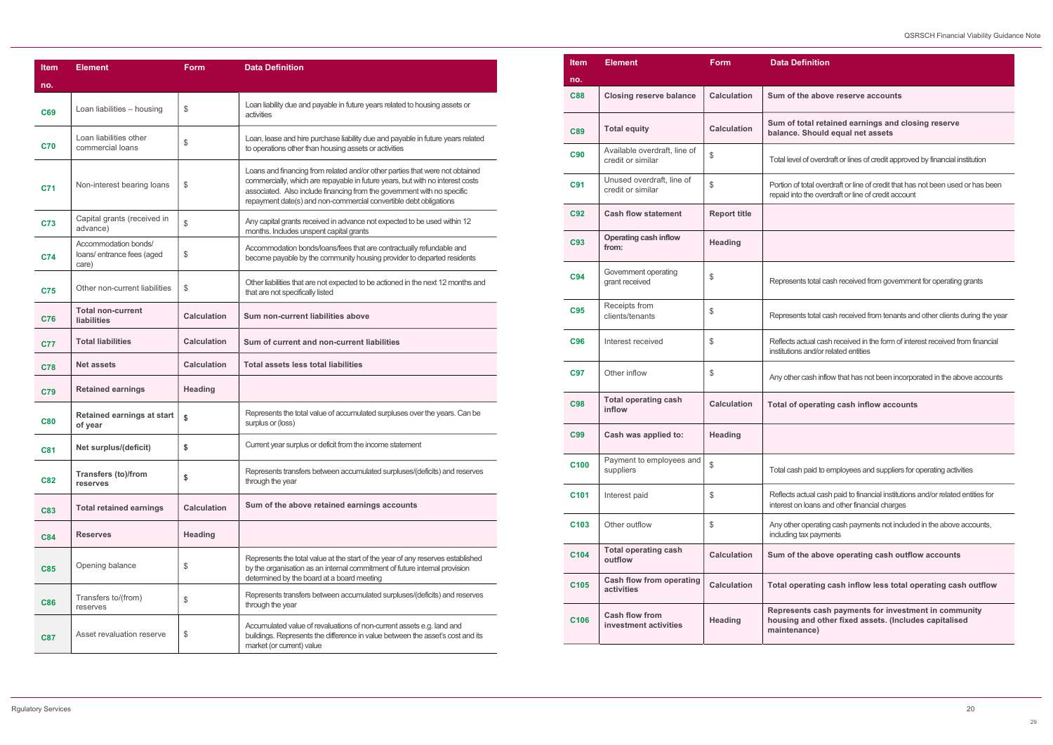| Item no. | Element | Form | Data Definition |
|---|---|---|---|
| C69 | Loan liabilities – housing | $ | Loan liability due and payable in future years related to housing assets or activities |
| C70 | Loan liabilities other commercial loans | $ | Loan, lease and hire purchase liability due and payable in future years related to operations other than housing assets or activities |
| C71 | Non-interest bearing loans | $ | Loans and financing from related and/or other parties that were not obtained commercially, which are repayable in future years, but with no interest costs associated. Also include financing from the government with no specific repayment date(s) and non-commercial convertible debt obligations |
| C73 | Capital grants (received in advance) | $ | Any capital grants received in advance not expected to be used within 12 months. Includes unspent capital grants |
| C74 | Accommodation bonds/ loans/ entrance fees (aged care) | $ | Accommodation bonds/loans/fees that are contractually refundable and become payable by the community housing provider to departed residents |
| C75 | Other non-current liabilities | $ | Other liabilities that are not expected to be actioned in the next 12 months and that are not specifically listed |
| C76 | **Total non-current liabilities** | **Calculation** | **Sum non-current liabilities above** |
| C77 | **Total liabilities** | **Calculation** | **Sum of current and non-current liabilities** |
| C78 | **Net assets** | **Calculation** | **Total assets less total liabilities** |
| C79 | **Retained earnings** | **Heading** | |
| C80 | **Retained earnings at start of year** | **$** | Represents the total value of accumulated surpluses over the years. Can be surplus or (loss) |
| C81 | **Net surplus/(deficit)** | **$** | Current year surplus or deficit from the income statement |
| C82 | **Transfers (to)/from reserves** | **$** | Represents transfers between accumulated surpluses/(deficits) and reserves through the year |
| C83 | **Total retained earnings** | **Calculation** | **Sum of the above retained earnings accounts** |
| C84 | **Reserves** | **Heading** | |
| C85 | Opening balance | $ | Represents the total value at the start of the year of any reserves established by the organisation as an internal commitment of future internal provision determined by the board at a board meeting |
| C86 | Transfers to/(from) reserves | $ | Represents transfers between accumulated surpluses/(deficits) and reserves through the year |
| C87 | Asset revaluation reserve | $ | Accumulated value of revaluations of non-current assets e.g. land and buildings. Represents the difference in value between the asset's cost and its market (or current) value |
| C88 | **Closing reserve balance** | **Calculation** | **Sum of the above reserve accounts** |
| C89 | **Total equity** | **Calculation** | **Sum of total retained earnings and closing reserve balance. Should equal net assets** |
| C90 | Available overdraft, line of credit or similar | $ | Total level of overdraft or lines of credit approved by financial institution |
| C91 | Unused overdraft, line of credit or similar | $ | Portion of total overdraft or line of credit that has not been used or has been repaid into the overdraft or line of credit account |
| C92 | **Cash flow statement** | **Report title** | |
| C93 | **Operating cash inflow from:** | **Heading** | |
| C94 | Government operating grant received | $ | Represents total cash received from government for operating grants |
| C95 | Receipts from clients/tenants | $ | Represents total cash received from tenants and other clients during the year |
| C96 | Interest received | $ | Reflects actual cash received in the form of interest received from financial institutions and/or related entities |
| C97 | Other inflow | $ | Any other cash inflow that has not been incorporated in the above accounts |
| C98 | **Total operating cash inflow** | **Calculation** | **Total of operating cash inflow accounts** |
| C99 | **Cash was applied to:** | **Heading** | |
| C100 | Payment to employees and suppliers | $ | Total cash paid to employees and suppliers for operating activities |
| C101 | Interest paid | $ | Reflects actual cash paid to financial institutions and/or related entities for interest on loans and other financial charges |
| C103 | Other outflow | $ | Any other operating cash payments not included in the above accounts, including tax payments |
| C104 | **Total operating cash outflow** | **Calculation** | **Sum of the above operating cash outflow accounts** |
| C105 | **Cash flow from operating activities** | **Calculation** | **Total operating cash inflow less total operating cash outflow** |
| C106 | **Cash flow from investment activities** | **Heading** | **Represents cash payments for investment in community housing and other fixed assets. (Includes capitalised maintenance)** |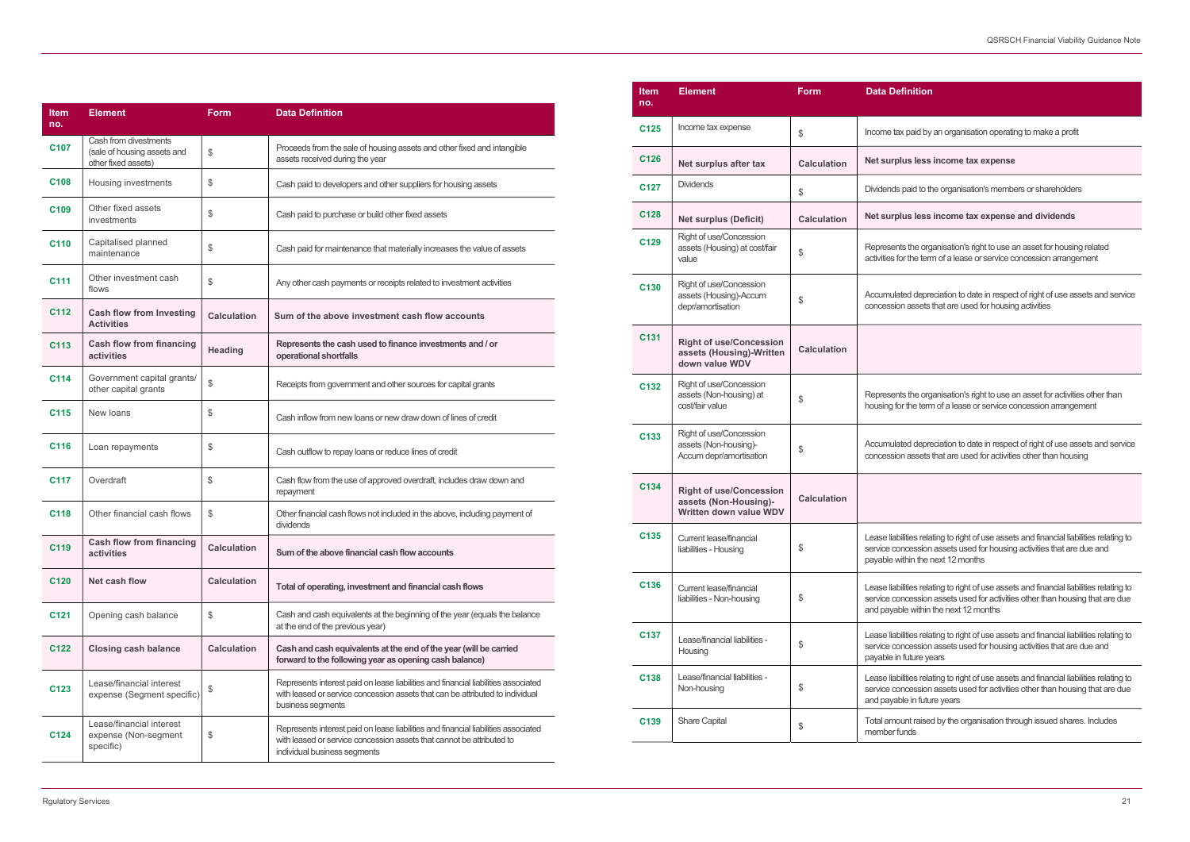| Item no. | Element | Form | Data Definition |
|---|---|---|---|
| C107 | Cash from divestments (sale of housing assets and other fixed assets) | $ | Proceeds from the sale of housing assets and other fixed and intangible assets received during the year |
| C108 | Housing investments | $ | Cash paid to developers and other suppliers for housing assets |
| C109 | Other fixed assets investments | $ | Cash paid to purchase or build other fixed assets |
| C110 | Capitalised planned maintenance | $ | Cash paid for maintenance that materially increases the value of assets |
| C111 | Other investment cash flows | $ | Any other cash payments or receipts related to investment activities |
| C112 | **Cash flow from Investing Activities** | **Calculation** | **Sum of the above investment cash flow accounts** |
| C113 | **Cash flow from financing activities** | **Heading** | **Represents the cash used to finance investments and / or operational shortfalls** |
| C114 | Government capital grants/ other capital grants | $ | Receipts from government and other sources for capital grants |
| C115 | New loans | $ | Cash inflow from new loans or new draw down of lines of credit |
| C116 | Loan repayments | $ | Cash outflow to repay loans or reduce lines of credit |
| C117 | Overdraft | $ | Cash flow from the use of approved overdraft, includes draw down and repayment |
| C118 | Other financial cash flows | $ | Other financial cash flows not included in the above, including payment of dividends |
| C119 | **Cash flow from financing activities** | **Calculation** | **Sum of the above financial cash flow accounts** |
| C120 | **Net cash flow** | **Calculation** | **Total of operating, investment and financial cash flows** |
| C121 | Opening cash balance | $ | Cash and cash equivalents at the beginning of the year (equals the balance at the end of the previous year) |
| C122 | **Closing cash balance** | **Calculation** | **Cash and cash equivalents at the end of the year (will be carried forward to the following year as opening cash balance)** |
| C123 | Lease/financial interest expense (Segment specific) | $ | Represents interest paid on lease liabilities and financial liabilities associated with leased or service concession assets that can be attributed to individual business segments |
| C124 | Lease/financial interest expense (Non-segment specific) | $ | Represents interest paid on lease liabilities and financial liabilities associated with leased or service concession assets that cannot be attributed to individual business segments |
| C125 | Income tax expense | $ | Income tax paid by an organisation operating to make a profit |
| C126 | **Net surplus after tax** | **Calculation** | **Net surplus less income tax expense** |
| C127 | Dividends | $ | Dividends paid to the organisation's members or shareholders |
| C128 | **Net surplus (Deficit)** | **Calculation** | **Net surplus less income tax expense and dividends** |
| C129 | Right of use/Concession assets (Housing) at cost/fair value | $ | Represents the organisation's right to use an asset for housing related activities for the term of a lease or service concession arrangement |
| C130 | Right of use/Concession assets (Housing)-Accum depr/amortisation | $ | Accumulated depreciation to date in respect of right of use assets and service concession assets that are used for housing activities |
| C131 | **Right of use/Concession assets (Housing)-Written down value WDV** | **Calculation** | |
| C132 | Right of use/Concession assets (Non-housing) at cost/fair value | $ | Represents the organisation's right to use an asset for activities other than housing for the term of a lease or service concession arrangement |
| C133 | Right of use/Concession assets (Non-housing)-Accum depr/amortisation | $ | Accumulated depreciation to date in respect of right of use assets and service concession assets that are used for activities other than housing |
| C134 | **Right of use/Concession assets (Non-Housing)-Written down value WDV** | **Calculation** | |
| C135 | Current lease/financial liabilities - Housing | $ | Lease liabilities relating to right of use assets and financial liabilities relating to service concession assets used for housing activities that are due and payable within the next 12 months |
| C136 | Current lease/financial liabilities - Non-housing | $ | Lease liabilities relating to right of use assets and financial liabilities relating to service concession assets used for activities other than housing that are due and payable within the next 12 months |
| C137 | Lease/financial liabilities - Housing | $ | Lease liabilities relating to right of use assets and financial liabilities relating to service concession assets used for housing activities that are due and payable in future years |
| C138 | Lease/financial liabilities - Non-housing | $ | Lease liabilities relating to right of use assets and financial liabilities relating to service concession assets used for activities other than housing that are due and payable in future years |
| C139 | Share Capital | $ | Total amount raised by the organisation through issued shares. Includes member funds |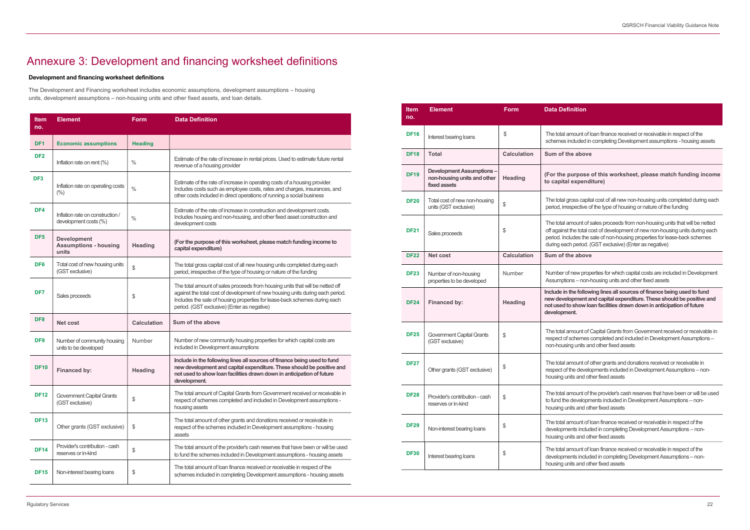# Annexure 3: Development and financing worksheet definitions

**Development and financing worksheet definitions**

The Development and Financing worksheet includes economic assumptions, development assumptions – housing units, development assumptions – non-housing units and other fixed assets, and loan details.

| Item no. | Element | Form | Data Definition |
|---|---|---|---|
| DF1 | **Economic assumptions** | **Heading** | |
| DF2 | Inflation rate on rent (%) | % | Estimate of the rate of increase in rental prices. Used to estimate future rental revenue of a housing provider |
| DF3 | Inflation rate on operating costs (%) | % | Estimate of the rate of increase in operating costs of a housing provider. Includes costs such as employee costs, rates and charges, insurances, and other costs included in direct operations of running a social business |
| DF4 | Inflation rate on construction / development costs (%) | % | Estimate of the rate of increase in construction and development costs. Includes housing and non-housing, and other fixed asset construction and development costs |
| DF5 | **Development Assumptions - housing units** | **Heading** | **(For the purpose of this worksheet, please match funding income to capital expenditure)** |
| DF6 | Total cost of new housing units (GST exclusive) | $ | The total gross capital cost of all new housing units completed during each period, irrespective of the type of housing or nature of the funding |
| DF7 | Sales proceeds | $ | The total amount of sales proceeds from housing units that will be netted off against the total cost of development of new housing units during each period. Includes the sale of housing properties for lease-back schemes during each period. (GST exclusive) (Enter as negative) |
| DF8 | **Net cost** | **Calculation** | **Sum of the above** |
| DF9 | Number of community housing units to be developed | Number | Number of new community housing properties for which capital costs are included in Development assumptions |
| DF10 | **Financed by:** | **Heading** | **Include in the following lines all sources of finance being used to fund new development and capital expenditure. These should be positive and not used to show loan facilities drawn down in anticipation of future development.** |
| DF12 | Government Capital Grants (GST exclusive) | $ | The total amount of Capital Grants from Government received or receivable in respect of schemes completed and included in Development assumptions - housing assets |
| DF13 | Other grants (GST exclusive) | $ | The total amount of other grants and donations received or receivable in respect of the schemes included in Development assumptions - housing assets |
| DF14 | Provider's contribution - cash reserves or in-kind | $ | The total amount of the provider's cash reserves that have been or will be used to fund the schemes included in Development assumptions - housing assets |
| DF15 | Non-interest bearing loans | $ | The total amount of loan finance received or receivable in respect of the schemes included in completing Development assumptions - housing assets |
| DF16 | Interest bearing loans | $ | The total amount of loan finance received or receivable in respect of the schemes included in completing Development assumptions - housing assets |
| DF18 | **Total** | **Calculation** | **Sum of the above** |
| DF19 | **Development Assumptions – non-housing units and other fixed assets** | **Heading** | **(For the purpose of this worksheet, please match funding income to capital expenditure)** |
| DF20 | Total cost of new non-housing units (GST exclusive) | $ | The total gross capital cost of all new non-housing units completed during each period, irrespective of the type of housing or nature of the funding |
| DF21 | Sales proceeds | $ | The total amount of sales proceeds from non-housing units that will be netted off against the total cost of development of new non-housing units during each period. Includes the sale of non-housing properties for lease-back schemes during each period. (GST exclusive) (Enter as negative) |
| DF22 | **Net cost** | **Calculation** | **Sum of the above** |
| DF23 | Number of non-housing properties to be developed | Number | Number of new properties for which capital costs are included in Development Assumptions – non-housing units and other fixed assets |
| DF24 | **Financed by:** | **Heading** | **Include in the following lines all sources of finance being used to fund new development and capital expenditure. These should be positive and not used to show loan facilities drawn down in anticipation of future development.** |
| DF25 | Government Capital Grants (GST exclusive) | $ | The total amount of Capital Grants from Government received or receivable in respect of schemes completed and included in Development Assumptions – non-housing units and other fixed assets |
| DF27 | Other grants (GST exclusive) | $ | The total amount of other grants and donations received or receivable in respect of the developments included in Development Assumptions – non-housing units and other fixed assets |
| DF28 | Provider's contribution - cash reserves or in-kind | $ | The total amount of the provider's cash reserves that have been or will be used to fund the developments included in Development Assumptions – non-housing units and other fixed assets |
| DF29 | Non-interest bearing loans | $ | The total amount of loan finance received or receivable in respect of the developments included in completing Development Assumptions – non-housing units and other fixed assets |
| DF30 | Interest bearing loans | $ | The total amount of loan finance received or receivable in respect of the developments included in completing Development Assumptions – non-housing units and other fixed assets |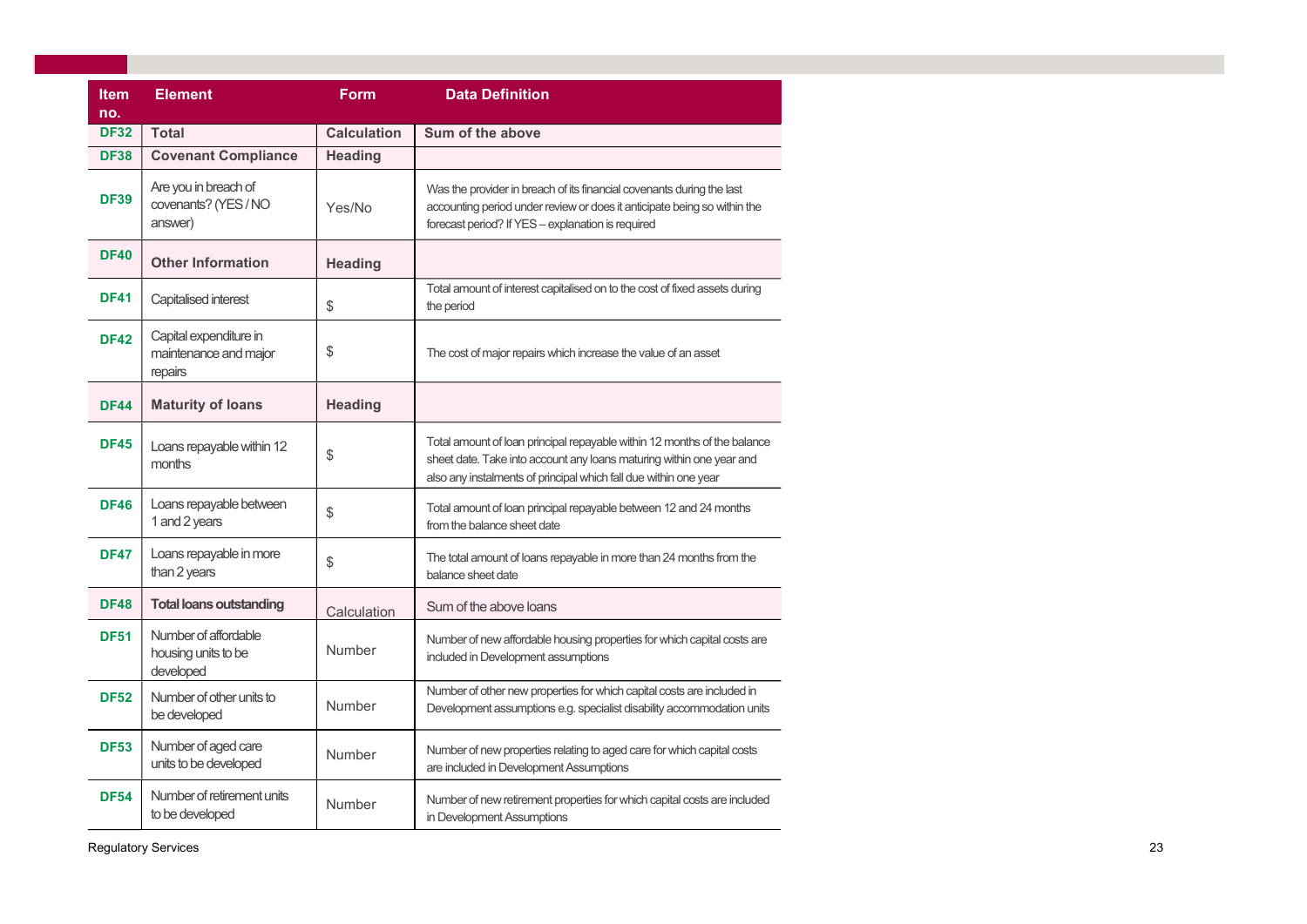| Item no. | Element | Form | Data Definition |
|---|---|---|---|
| DF32 | **Total** | **Calculation** | **Sum of the above** |
| DF38 | **Covenant Compliance** | **Heading** | |
| DF39 | Are you in breach of covenants? (YES / NO answer) | Yes/No | Was the provider in breach of its financial covenants during the last accounting period under review or does it anticipate being so within the forecast period? If YES – explanation is required |
| DF40 | **Other Information** | **Heading** | |
| DF41 | Capitalised interest | $ | Total amount of interest capitalised on to the cost of fixed assets during the period |
| DF42 | Capital expenditure in maintenance and major repairs | $ | The cost of major repairs which increase the value of an asset |
| DF44 | **Maturity of loans** | **Heading** | |
| DF45 | Loans repayable within 12 months | $ | Total amount of loan principal repayable within 12 months of the balance sheet date. Take into account any loans maturing within one year and also any instalments of principal which fall due within one year |
| DF46 | Loans repayable between 1 and 2 years | $ | Total amount of loan principal repayable between 12 and 24 months from the balance sheet date |
| DF47 | Loans repayable in more than 2 years | $ | The total amount of loans repayable in more than 24 months from the balance sheet date |
| DF48 | **Total loans outstanding** | Calculation | Sum of the above loans |
| DF51 | Number of affordable housing units to be developed | Number | Number of new affordable housing properties for which capital costs are included in Development assumptions |
| DF52 | Number of other units to be developed | Number | Number of other new properties for which capital costs are included in Development assumptions e.g. specialist disability accommodation units |
| DF53 | Number of aged care units to be developed | Number | Number of new properties relating to aged care for which capital costs are included in Development Assumptions |
| DF54 | Number of retirement units to be developed | Number | Number of new retirement properties for which capital costs are included in Development Assumptions |

Regulatory Services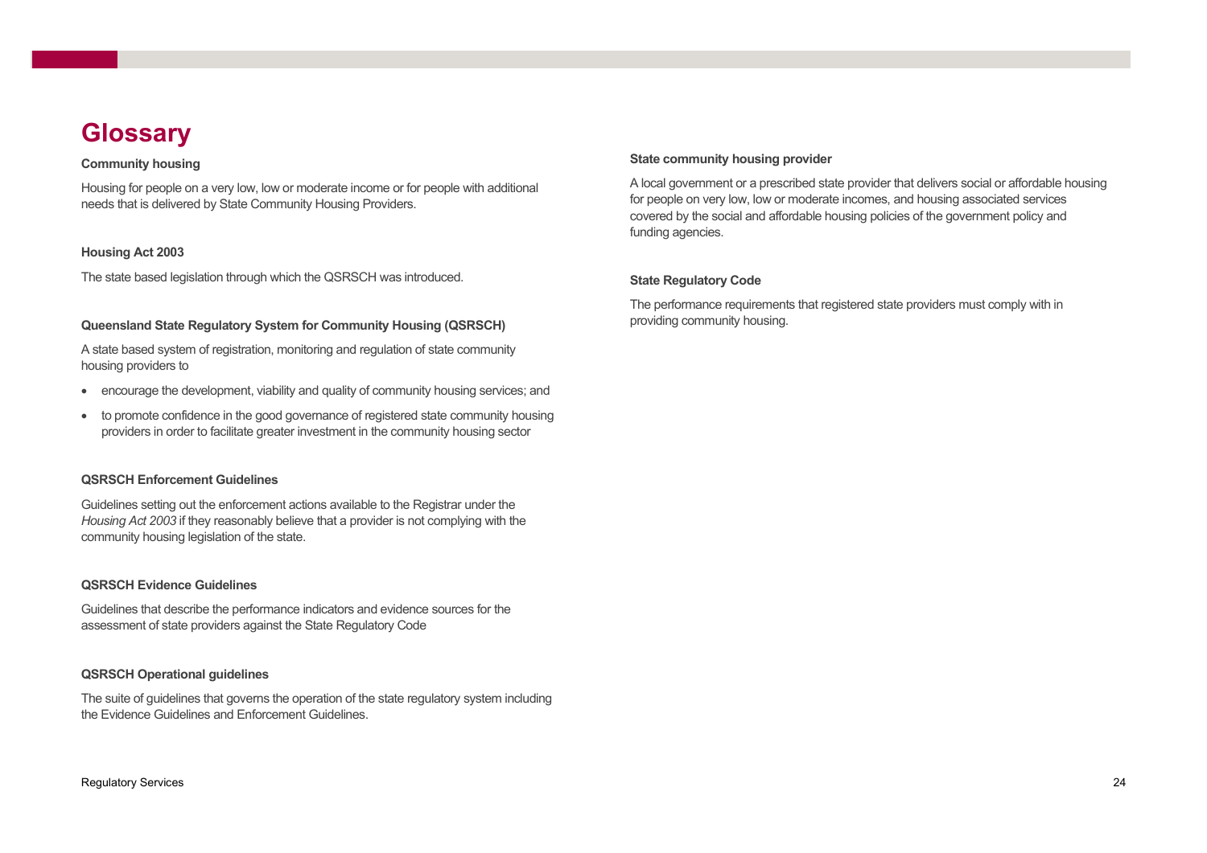# Glossary

**Community housing**

Housing for people on a very low, low or moderate income or for people with additional needs that is delivered by State Community Housing Providers.

**Housing Act 2003**

The state based legislation through which the QSRSCH was introduced.

**Queensland State Regulatory System for Community Housing (QSRSCH)**

A state based system of registration, monitoring and regulation of state community housing providers to

- encourage the development, viability and quality of community housing services; and
- to promote confidence in the good governance of registered state community housing providers in order to facilitate greater investment in the community housing sector

**QSRSCH Enforcement Guidelines**

Guidelines setting out the enforcement actions available to the Registrar under the *Housing Act 2003* if they reasonably believe that a provider is not complying with the community housing legislation of the state.

**QSRSCH Evidence Guidelines**

Guidelines that describe the performance indicators and evidence sources for the assessment of state providers against the State Regulatory Code

**QSRSCH Operational guidelines**

The suite of guidelines that governs the operation of the state regulatory system including the Evidence Guidelines and Enforcement Guidelines.

**State community housing provider**

A local government or a prescribed state provider that delivers social or affordable housing for people on very low, low or moderate incomes, and housing associated services covered by the social and affordable housing policies of the government policy and funding agencies.

**State Regulatory Code**

The performance requirements that registered state providers must comply with in providing community housing.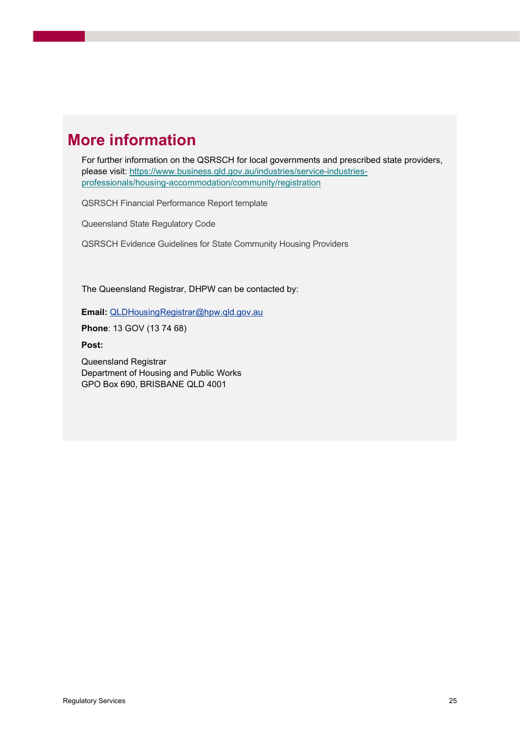# More information

For further information on the QSRSCH for local governments and prescribed state providers, please visit: [https://www.business.qld.gov.au/industries/service-industries-professionals/housing-accommodation/community/registration](https://www.business.qld.gov.au/industries/service-industries-professionals/housing-accommodation/community/registration)

QSRSCH Financial Performance Report template

Queensland State Regulatory Code

QSRSCH Evidence Guidelines for State Community Housing Providers

The Queensland Registrar, DHPW can be contacted by:

**Email:** [QLDHousingRegistrar@hpw.qld.gov.au](mailto:QLDHousingRegistrar@hpw.qld.gov.au)

**Phone**: 13 GOV (13 74 68)

**Post:**

Queensland Registrar
Department of Housing and Public Works
GPO Box 690, BRISBANE QLD 4001